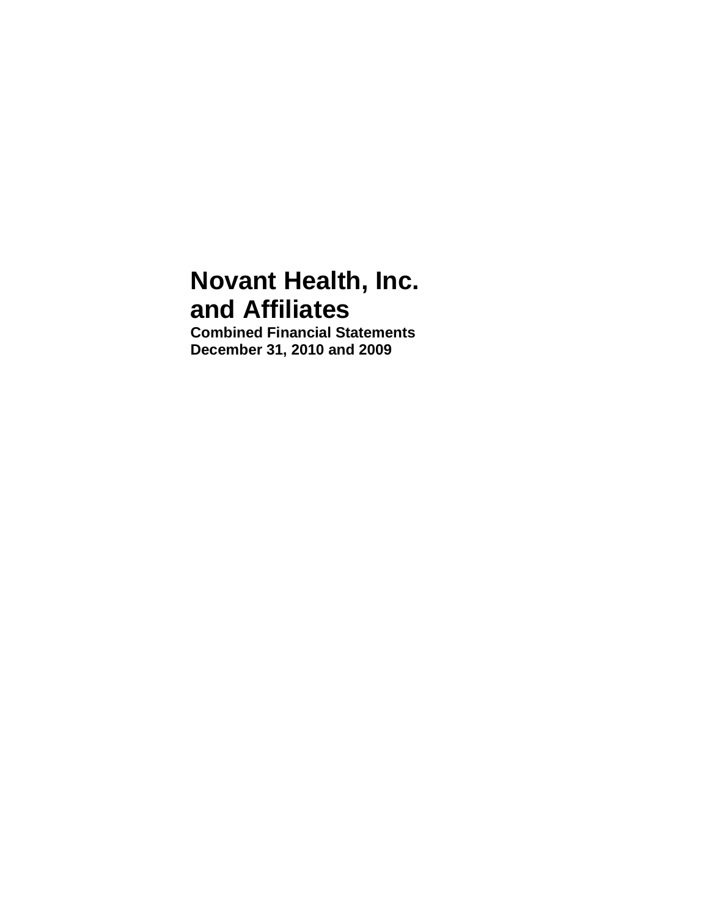# Novant Health, Inc. and Affiliates

**Combined Financial Statements**
**December 31, 2010 and 2009**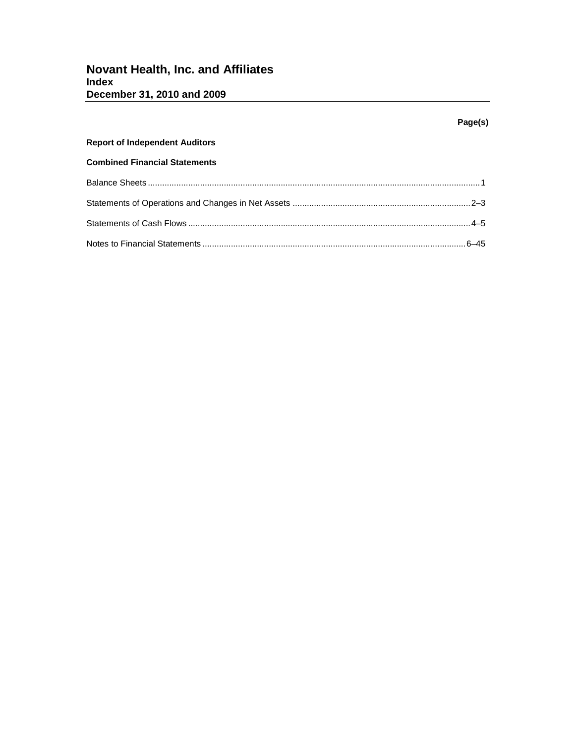# Novant Health, Inc. and Affiliates
## Index
## December 31, 2010 and 2009

| | Page(s) |
|---|---|
| **Report of Independent Auditors** | |
| **Combined Financial Statements** | |
| Balance Sheets | 1 |
| Statements of Operations and Changes in Net Assets | 2–3 |
| Statements of Cash Flows | 4–5 |
| Notes to Financial Statements | 6–45 |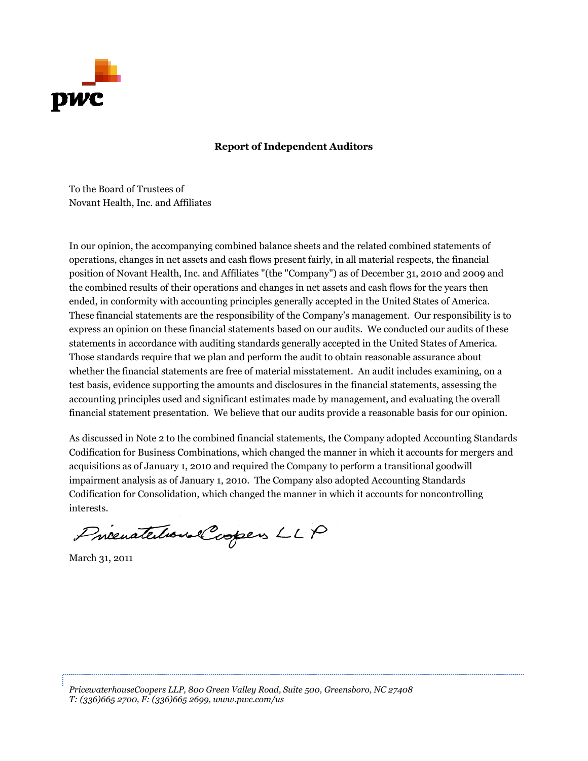**Report of Independent Auditors**

To the Board of Trustees of
Novant Health, Inc. and Affiliates

In our opinion, the accompanying combined balance sheets and the related combined statements of operations, changes in net assets and cash flows present fairly, in all material respects, the financial position of Novant Health, Inc. and Affiliates "(the "Company") as of December 31, 2010 and 2009 and the combined results of their operations and changes in net assets and cash flows for the years then ended, in conformity with accounting principles generally accepted in the United States of America. These financial statements are the responsibility of the Company's management. Our responsibility is to express an opinion on these financial statements based on our audits. We conducted our audits of these statements in accordance with auditing standards generally accepted in the United States of America. Those standards require that we plan and perform the audit to obtain reasonable assurance about whether the financial statements are free of material misstatement. An audit includes examining, on a test basis, evidence supporting the amounts and disclosures in the financial statements, assessing the accounting principles used and significant estimates made by management, and evaluating the overall financial statement presentation. We believe that our audits provide a reasonable basis for our opinion.

As discussed in Note 2 to the combined financial statements, the Company adopted Accounting Standards Codification for Business Combinations, which changed the manner in which it accounts for mergers and acquisitions as of January 1, 2010 and required the Company to perform a transitional goodwill impairment analysis as of January 1, 2010. The Company also adopted Accounting Standards Codification for Consolidation, which changed the manner in which it accounts for noncontrolling interests.

PricewaterhouseCoopers LLP

March 31, 2011

*PricewaterhouseCoopers LLP, 800 Green Valley Road, Suite 500, Greensboro, NC 27408*
*T: (336)665 2700, F: (336)665 2699, www.pwc.com/us*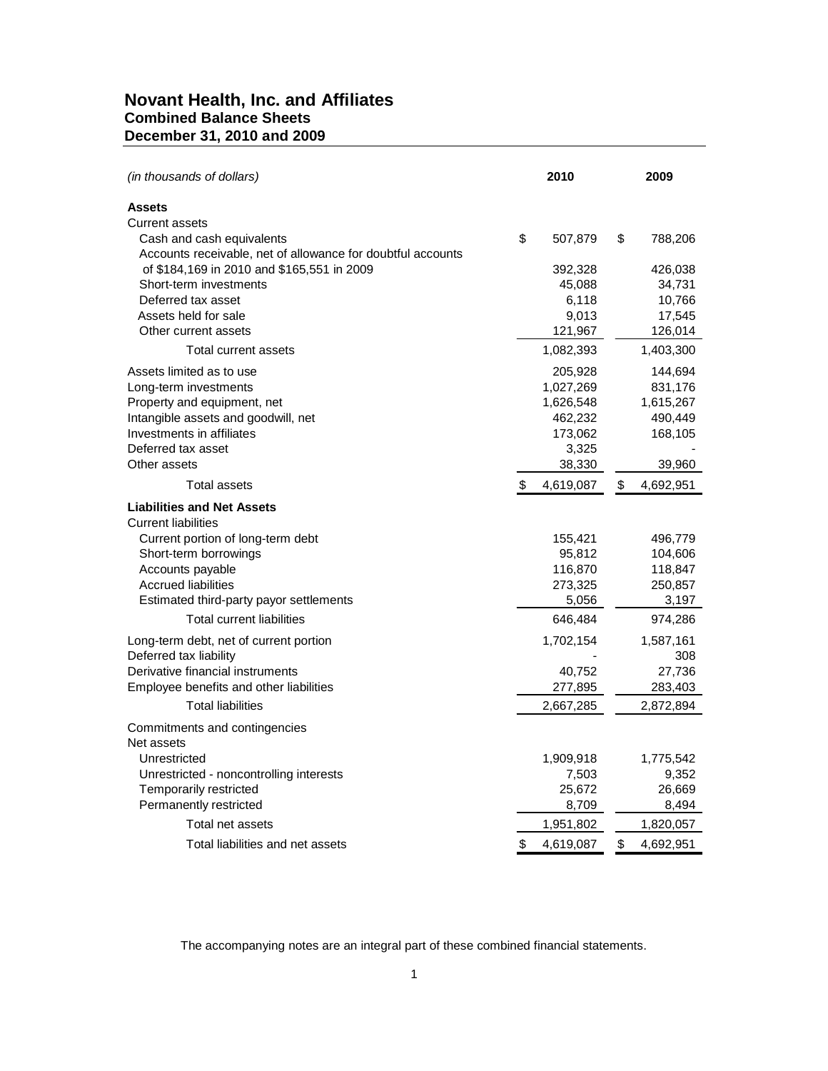# Novant Health, Inc. and Affiliates
## Combined Balance Sheets
## December 31, 2010 and 2009

| *(in thousands of dollars)* | 2010 | 2009 |
|---|---|---|
| **Assets** | | |
| Current assets | | |
| Cash and cash equivalents | $ 507,879 | $ 788,206 |
| Accounts receivable, net of allowance for doubtful accounts of $184,169 in 2010 and $165,551 in 2009 | 392,328 | 426,038 |
| Short-term investments | 45,088 | 34,731 |
| Deferred tax asset | 6,118 | 10,766 |
| Assets held for sale | 9,013 | 17,545 |
| Other current assets | 121,967 | 126,014 |
| Total current assets | 1,082,393 | 1,403,300 |
| Assets limited as to use | 205,928 | 144,694 |
| Long-term investments | 1,027,269 | 831,176 |
| Property and equipment, net | 1,626,548 | 1,615,267 |
| Intangible assets and goodwill, net | 462,232 | 490,449 |
| Investments in affiliates | 173,062 | 168,105 |
| Deferred tax asset | 3,325 | - |
| Other assets | 38,330 | 39,960 |
| Total assets | $ 4,619,087 | $ 4,692,951 |
| **Liabilities and Net Assets** | | |
| Current liabilities | | |
| Current portion of long-term debt | 155,421 | 496,779 |
| Short-term borrowings | 95,812 | 104,606 |
| Accounts payable | 116,870 | 118,847 |
| Accrued liabilities | 273,325 | 250,857 |
| Estimated third-party payor settlements | 5,056 | 3,197 |
| Total current liabilities | 646,484 | 974,286 |
| Long-term debt, net of current portion | 1,702,154 | 1,587,161 |
| Deferred tax liability | - | 308 |
| Derivative financial instruments | 40,752 | 27,736 |
| Employee benefits and other liabilities | 277,895 | 283,403 |
| Total liabilities | 2,667,285 | 2,872,894 |
| Commitments and contingencies | | |
| Net assets | | |
| Unrestricted | 1,909,918 | 1,775,542 |
| Unrestricted - noncontrolling interests | 7,503 | 9,352 |
| Temporarily restricted | 25,672 | 26,669 |
| Permanently restricted | 8,709 | 8,494 |
| Total net assets | 1,951,802 | 1,820,057 |
| Total liabilities and net assets | $ 4,619,087 | $ 4,692,951 |

The accompanying notes are an integral part of these combined financial statements.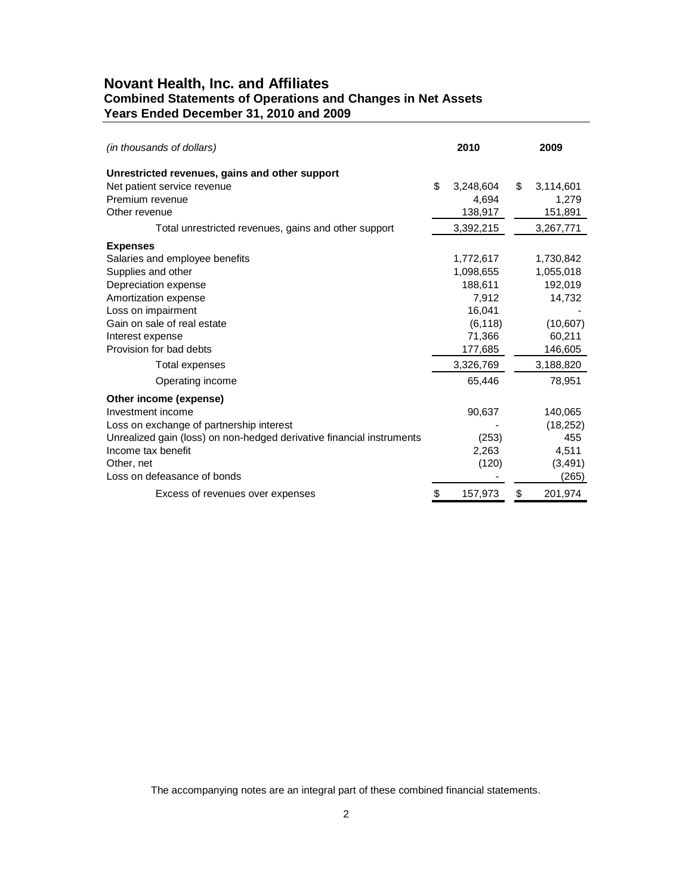# Novant Health, Inc. and Affiliates
## Combined Statements of Operations and Changes in Net Assets
## Years Ended December 31, 2010 and 2009

| *(in thousands of dollars)* | 2010 | 2009 |
|---|---|---|
| **Unrestricted revenues, gains and other support** | | |
| Net patient service revenue | $ 3,248,604 | $ 3,114,601 |
| Premium revenue | 4,694 | 1,279 |
| Other revenue | 138,917 | 151,891 |
| Total unrestricted revenues, gains and other support | 3,392,215 | 3,267,771 |
| **Expenses** | | |
| Salaries and employee benefits | 1,772,617 | 1,730,842 |
| Supplies and other | 1,098,655 | 1,055,018 |
| Depreciation expense | 188,611 | 192,019 |
| Amortization expense | 7,912 | 14,732 |
| Loss on impairment | 16,041 | - |
| Gain on sale of real estate | (6,118) | (10,607) |
| Interest expense | 71,366 | 60,211 |
| Provision for bad debts | 177,685 | 146,605 |
| Total expenses | 3,326,769 | 3,188,820 |
| Operating income | 65,446 | 78,951 |
| **Other income (expense)** | | |
| Investment income | 90,637 | 140,065 |
| Loss on exchange of partnership interest | - | (18,252) |
| Unrealized gain (loss) on non-hedged derivative financial instruments | (253) | 455 |
| Income tax benefit | 2,263 | 4,511 |
| Other, net | (120) | (3,491) |
| Loss on defeasance of bonds | - | (265) |
| Excess of revenues over expenses | $ 157,973 | $ 201,974 |

The accompanying notes are an integral part of these combined financial statements.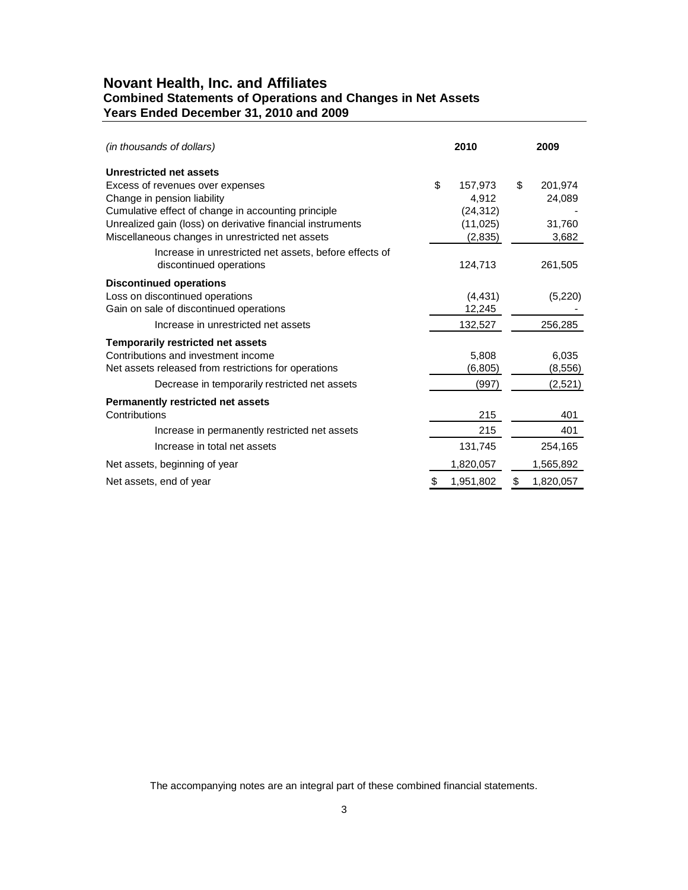# Novant Health, Inc. and Affiliates
## Combined Statements of Operations and Changes in Net Assets
## Years Ended December 31, 2010 and 2009

| *(in thousands of dollars)* | 2010 | 2009 |
|---|---|---|
| **Unrestricted net assets** | | |
| Excess of revenues over expenses | $ 157,973 | $ 201,974 |
| Change in pension liability | 4,912 | 24,089 |
| Cumulative effect of change in accounting principle | (24,312) | - |
| Unrealized gain (loss) on derivative financial instruments | (11,025) | 31,760 |
| Miscellaneous changes in unrestricted net assets | (2,835) | 3,682 |
| Increase in unrestricted net assets, before effects of discontinued operations | 124,713 | 261,505 |
| **Discontinued operations** | | |
| Loss on discontinued operations | (4,431) | (5,220) |
| Gain on sale of discontinued operations | 12,245 | - |
| Increase in unrestricted net assets | 132,527 | 256,285 |
| **Temporarily restricted net assets** | | |
| Contributions and investment income | 5,808 | 6,035 |
| Net assets released from restrictions for operations | (6,805) | (8,556) |
| Decrease in temporarily restricted net assets | (997) | (2,521) |
| **Permanently restricted net assets** | | |
| Contributions | 215 | 401 |
| Increase in permanently restricted net assets | 215 | 401 |
| Increase in total net assets | 131,745 | 254,165 |
| Net assets, beginning of year | 1,820,057 | 1,565,892 |
| Net assets, end of year | $ 1,951,802 | $ 1,820,057 |

The accompanying notes are an integral part of these combined financial statements.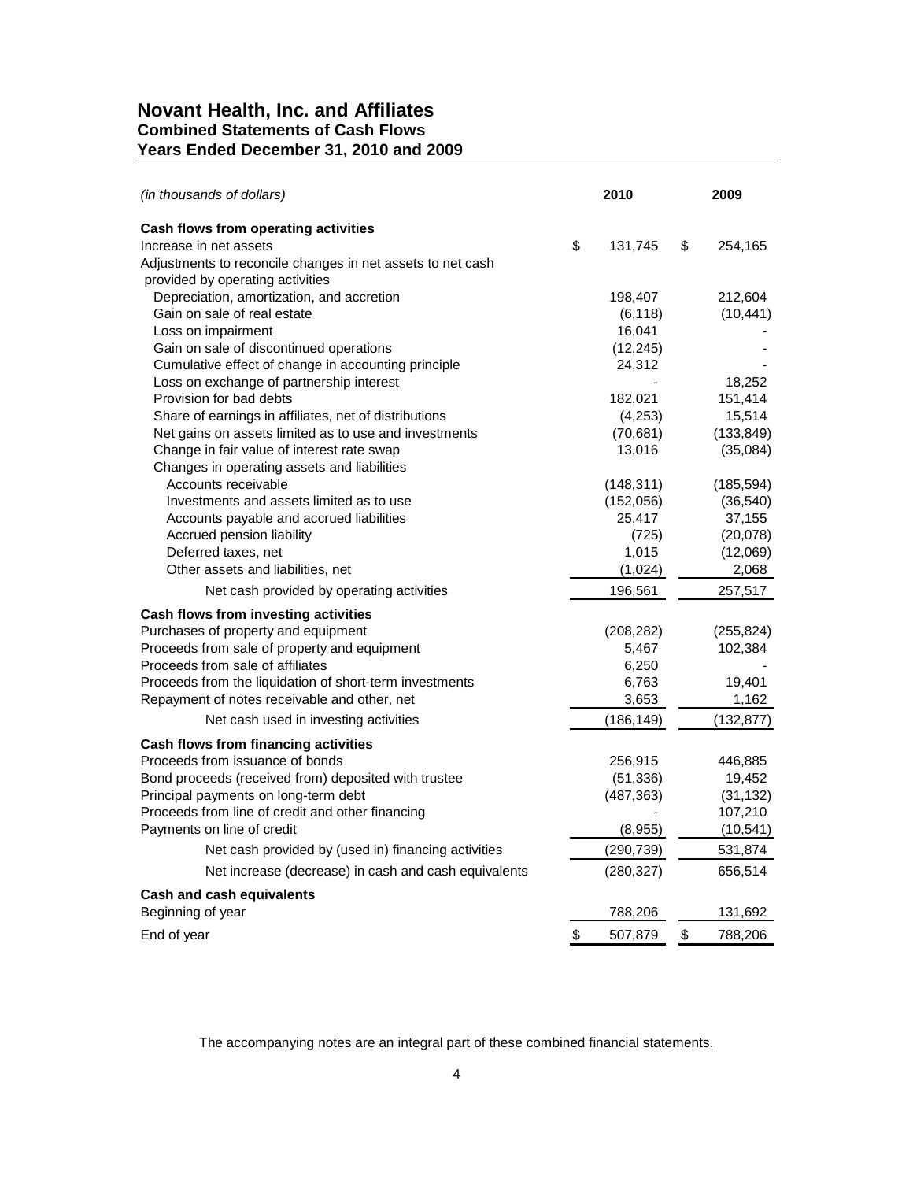# Novant Health, Inc. and Affiliates
## Combined Statements of Cash Flows
## Years Ended December 31, 2010 and 2009

| *(in thousands of dollars)* | 2010 | 2009 |
|---|---|---|
| **Cash flows from operating activities** | | |
| Increase in net assets | $ 131,745 | $ 254,165 |
| Adjustments to reconcile changes in net assets to net cash provided by operating activities | | |
| Depreciation, amortization, and accretion | 198,407 | 212,604 |
| Gain on sale of real estate | (6,118) | (10,441) |
| Loss on impairment | 16,041 | - |
| Gain on sale of discontinued operations | (12,245) | - |
| Cumulative effect of change in accounting principle | 24,312 | - |
| Loss on exchange of partnership interest | - | 18,252 |
| Provision for bad debts | 182,021 | 151,414 |
| Share of earnings in affiliates, net of distributions | (4,253) | 15,514 |
| Net gains on assets limited as to use and investments | (70,681) | (133,849) |
| Change in fair value of interest rate swap | 13,016 | (35,084) |
| Changes in operating assets and liabilities | | |
| Accounts receivable | (148,311) | (185,594) |
| Investments and assets limited as to use | (152,056) | (36,540) |
| Accounts payable and accrued liabilities | 25,417 | 37,155 |
| Accrued pension liability | (725) | (20,078) |
| Deferred taxes, net | 1,015 | (12,069) |
| Other assets and liabilities, net | (1,024) | 2,068 |
| Net cash provided by operating activities | 196,561 | 257,517 |
| **Cash flows from investing activities** | | |
| Purchases of property and equipment | (208,282) | (255,824) |
| Proceeds from sale of property and equipment | 5,467 | 102,384 |
| Proceeds from sale of affiliates | 6,250 | - |
| Proceeds from the liquidation of short-term investments | 6,763 | 19,401 |
| Repayment of notes receivable and other, net | 3,653 | 1,162 |
| Net cash used in investing activities | (186,149) | (132,877) |
| **Cash flows from financing activities** | | |
| Proceeds from issuance of bonds | 256,915 | 446,885 |
| Bond proceeds (received from) deposited with trustee | (51,336) | 19,452 |
| Principal payments on long-term debt | (487,363) | (31,132) |
| Proceeds from line of credit and other financing | - | 107,210 |
| Payments on line of credit | (8,955) | (10,541) |
| Net cash provided by (used in) financing activities | (290,739) | 531,874 |
| Net increase (decrease) in cash and cash equivalents | (280,327) | 656,514 |
| **Cash and cash equivalents** | | |
| Beginning of year | 788,206 | 131,692 |
| End of year | $ 507,879 | $ 788,206 |

The accompanying notes are an integral part of these combined financial statements.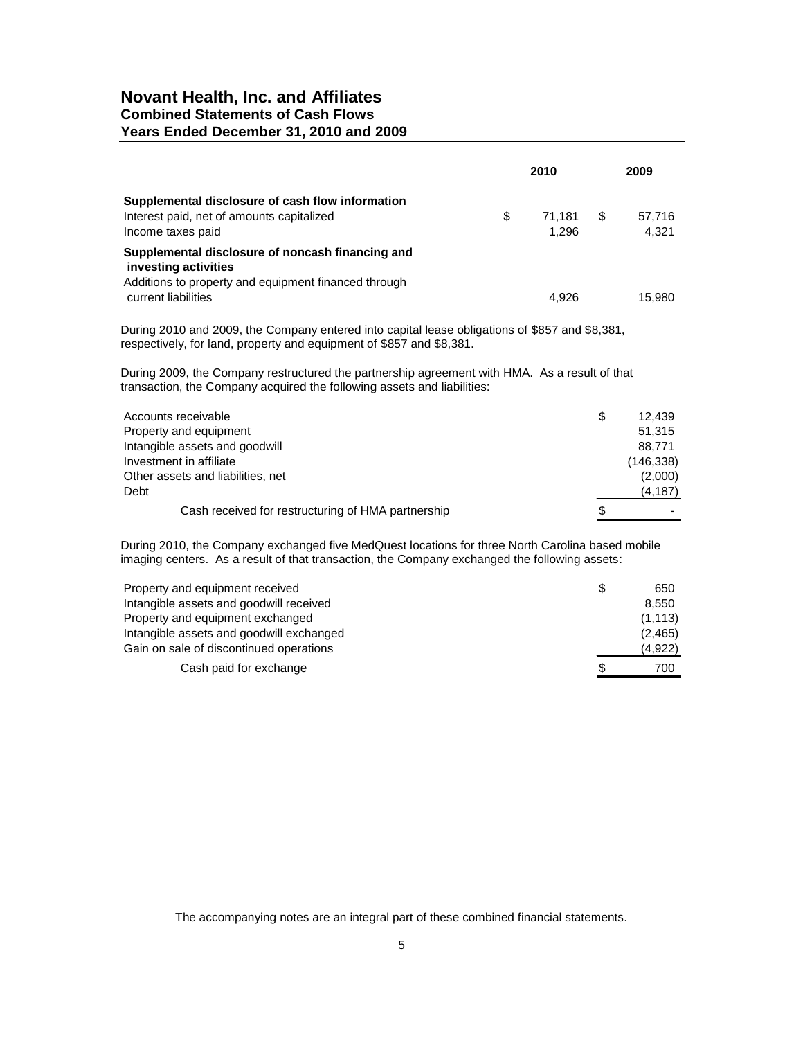# Novant Health, Inc. and Affiliates
## Combined Statements of Cash Flows
## Years Ended December 31, 2010 and 2009

| | 2010 | 2009 |
|---|---|---|
| **Supplemental disclosure of cash flow information** | | |
| Interest paid, net of amounts capitalized | $ 71,181 | $ 57,716 |
| Income taxes paid | 1,296 | 4,321 |
| **Supplemental disclosure of noncash financing and investing activities** | | |
| Additions to property and equipment financed through current liabilities | 4,926 | 15,980 |

During 2010 and 2009, the Company entered into capital lease obligations of $857 and $8,381, respectively, for land, property and equipment of $857 and $8,381.

During 2009, the Company restructured the partnership agreement with HMA. As a result of that transaction, the Company acquired the following assets and liabilities:

| | |
|---|---|
| Accounts receivable | $ 12,439 |
| Property and equipment | 51,315 |
| Intangible assets and goodwill | 88,771 |
| Investment in affiliate | (146,338) |
| Other assets and liabilities, net | (2,000) |
| Debt | (4,187) |
| Cash received for restructuring of HMA partnership | $ - |

During 2010, the Company exchanged five MedQuest locations for three North Carolina based mobile imaging centers. As a result of that transaction, the Company exchanged the following assets:

| | |
|---|---|
| Property and equipment received | $ 650 |
| Intangible assets and goodwill received | 8,550 |
| Property and equipment exchanged | (1,113) |
| Intangible assets and goodwill exchanged | (2,465) |
| Gain on sale of discontinued operations | (4,922) |
| Cash paid for exchange | $ 700 |

The accompanying notes are an integral part of these combined financial statements.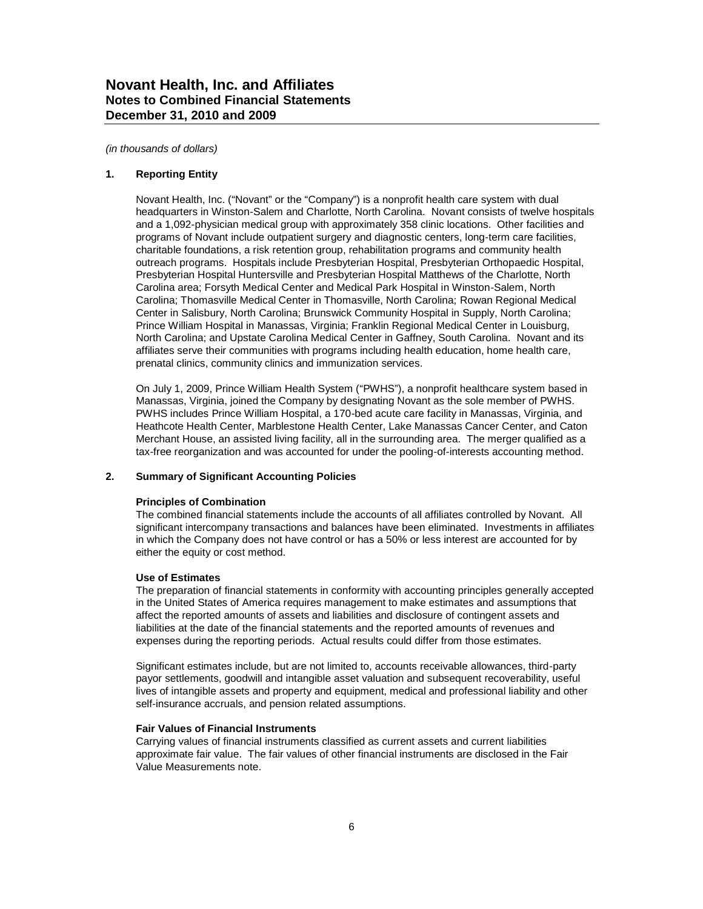# Novant Health, Inc. and Affiliates
## Notes to Combined Financial Statements
## December 31, 2010 and 2009

*(in thousands of dollars)*

### 1. Reporting Entity

Novant Health, Inc. ("Novant" or the "Company") is a nonprofit health care system with dual headquarters in Winston-Salem and Charlotte, North Carolina. Novant consists of twelve hospitals and a 1,092-physician medical group with approximately 358 clinic locations. Other facilities and programs of Novant include outpatient surgery and diagnostic centers, long-term care facilities, charitable foundations, a risk retention group, rehabilitation programs and community health outreach programs. Hospitals include Presbyterian Hospital, Presbyterian Orthopaedic Hospital, Presbyterian Hospital Huntersville and Presbyterian Hospital Matthews of the Charlotte, North Carolina area; Forsyth Medical Center and Medical Park Hospital in Winston-Salem, North Carolina; Thomasville Medical Center in Thomasville, North Carolina; Rowan Regional Medical Center in Salisbury, North Carolina; Brunswick Community Hospital in Supply, North Carolina; Prince William Hospital in Manassas, Virginia; Franklin Regional Medical Center in Louisburg, North Carolina; and Upstate Carolina Medical Center in Gaffney, South Carolina. Novant and its affiliates serve their communities with programs including health education, home health care, prenatal clinics, community clinics and immunization services.

On July 1, 2009, Prince William Health System ("PWHS"), a nonprofit healthcare system based in Manassas, Virginia, joined the Company by designating Novant as the sole member of PWHS. PWHS includes Prince William Hospital, a 170-bed acute care facility in Manassas, Virginia, and Heathcote Health Center, Marblestone Health Center, Lake Manassas Cancer Center, and Caton Merchant House, an assisted living facility, all in the surrounding area. The merger qualified as a tax-free reorganization and was accounted for under the pooling-of-interests accounting method.

### 2. Summary of Significant Accounting Policies

**Principles of Combination**
The combined financial statements include the accounts of all affiliates controlled by Novant. All significant intercompany transactions and balances have been eliminated. Investments in affiliates in which the Company does not have control or has a 50% or less interest are accounted for by either the equity or cost method.

**Use of Estimates**
The preparation of financial statements in conformity with accounting principles generally accepted in the United States of America requires management to make estimates and assumptions that affect the reported amounts of assets and liabilities and disclosure of contingent assets and liabilities at the date of the financial statements and the reported amounts of revenues and expenses during the reporting periods. Actual results could differ from those estimates.

Significant estimates include, but are not limited to, accounts receivable allowances, third-party payor settlements, goodwill and intangible asset valuation and subsequent recoverability, useful lives of intangible assets and property and equipment, medical and professional liability and other self-insurance accruals, and pension related assumptions.

**Fair Values of Financial Instruments**
Carrying values of financial instruments classified as current assets and current liabilities approximate fair value. The fair values of other financial instruments are disclosed in the Fair Value Measurements note.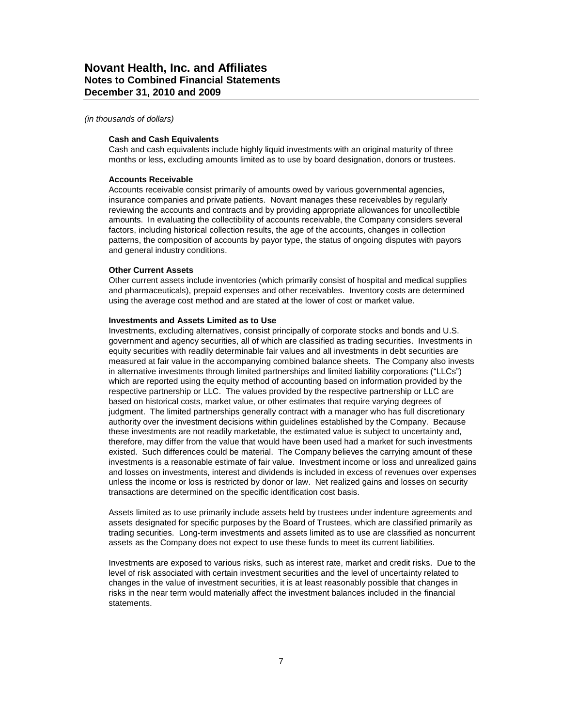*(in thousands of dollars)*

**Cash and Cash Equivalents**

Cash and cash equivalents include highly liquid investments with an original maturity of three months or less, excluding amounts limited as to use by board designation, donors or trustees.

**Accounts Receivable**

Accounts receivable consist primarily of amounts owed by various governmental agencies, insurance companies and private patients. Novant manages these receivables by regularly reviewing the accounts and contracts and by providing appropriate allowances for uncollectible amounts. In evaluating the collectibility of accounts receivable, the Company considers several factors, including historical collection results, the age of the accounts, changes in collection patterns, the composition of accounts by payor type, the status of ongoing disputes with payors and general industry conditions.

**Other Current Assets**

Other current assets include inventories (which primarily consist of hospital and medical supplies and pharmaceuticals), prepaid expenses and other receivables. Inventory costs are determined using the average cost method and are stated at the lower of cost or market value.

**Investments and Assets Limited as to Use**

Investments, excluding alternatives, consist principally of corporate stocks and bonds and U.S. government and agency securities, all of which are classified as trading securities. Investments in equity securities with readily determinable fair values and all investments in debt securities are measured at fair value in the accompanying combined balance sheets. The Company also invests in alternative investments through limited partnerships and limited liability corporations ("LLCs") which are reported using the equity method of accounting based on information provided by the respective partnership or LLC. The values provided by the respective partnership or LLC are based on historical costs, market value, or other estimates that require varying degrees of judgment. The limited partnerships generally contract with a manager who has full discretionary authority over the investment decisions within guidelines established by the Company. Because these investments are not readily marketable, the estimated value is subject to uncertainty and, therefore, may differ from the value that would have been used had a market for such investments existed. Such differences could be material. The Company believes the carrying amount of these investments is a reasonable estimate of fair value. Investment income or loss and unrealized gains and losses on investments, interest and dividends is included in excess of revenues over expenses unless the income or loss is restricted by donor or law. Net realized gains and losses on security transactions are determined on the specific identification cost basis.

Assets limited as to use primarily include assets held by trustees under indenture agreements and assets designated for specific purposes by the Board of Trustees, which are classified primarily as trading securities. Long-term investments and assets limited as to use are classified as noncurrent assets as the Company does not expect to use these funds to meet its current liabilities.

Investments are exposed to various risks, such as interest rate, market and credit risks. Due to the level of risk associated with certain investment securities and the level of uncertainty related to changes in the value of investment securities, it is at least reasonably possible that changes in risks in the near term would materially affect the investment balances included in the financial statements.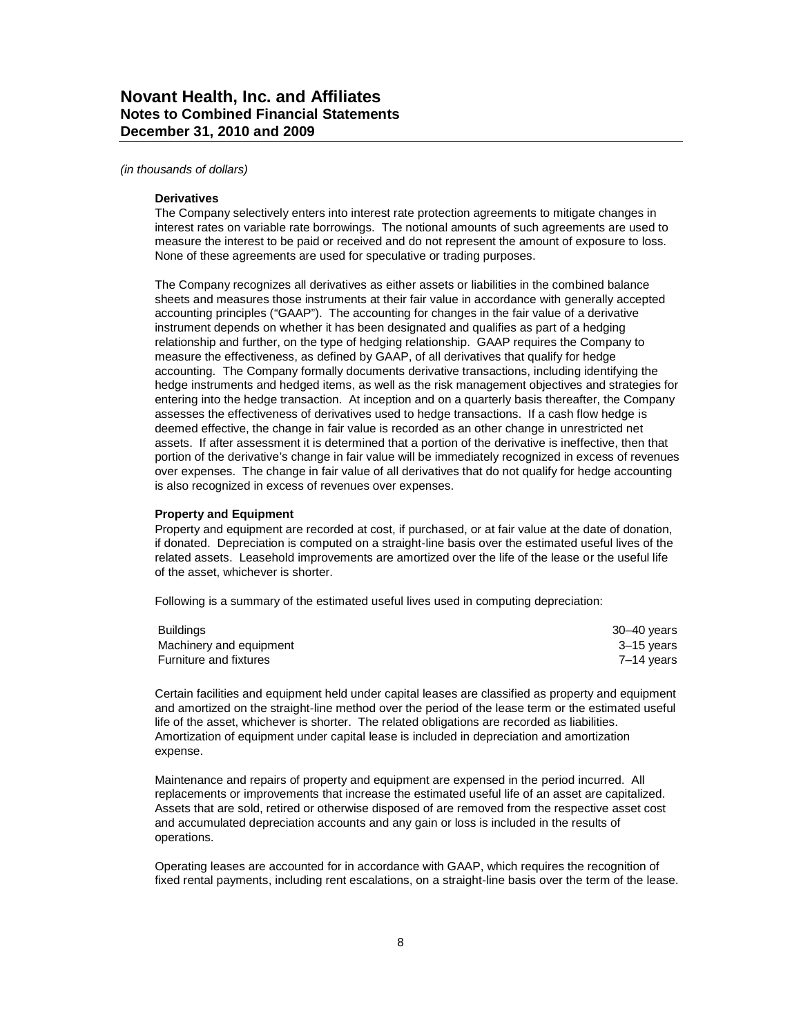*(in thousands of dollars)*

**Derivatives**

The Company selectively enters into interest rate protection agreements to mitigate changes in interest rates on variable rate borrowings. The notional amounts of such agreements are used to measure the interest to be paid or received and do not represent the amount of exposure to loss. None of these agreements are used for speculative or trading purposes.

The Company recognizes all derivatives as either assets or liabilities in the combined balance sheets and measures those instruments at their fair value in accordance with generally accepted accounting principles ("GAAP"). The accounting for changes in the fair value of a derivative instrument depends on whether it has been designated and qualifies as part of a hedging relationship and further, on the type of hedging relationship. GAAP requires the Company to measure the effectiveness, as defined by GAAP, of all derivatives that qualify for hedge accounting. The Company formally documents derivative transactions, including identifying the hedge instruments and hedged items, as well as the risk management objectives and strategies for entering into the hedge transaction. At inception and on a quarterly basis thereafter, the Company assesses the effectiveness of derivatives used to hedge transactions. If a cash flow hedge is deemed effective, the change in fair value is recorded as an other change in unrestricted net assets. If after assessment it is determined that a portion of the derivative is ineffective, then that portion of the derivative's change in fair value will be immediately recognized in excess of revenues over expenses. The change in fair value of all derivatives that do not qualify for hedge accounting is also recognized in excess of revenues over expenses.

**Property and Equipment**

Property and equipment are recorded at cost, if purchased, or at fair value at the date of donation, if donated. Depreciation is computed on a straight-line basis over the estimated useful lives of the related assets. Leasehold improvements are amortized over the life of the lease or the useful life of the asset, whichever is shorter.

Following is a summary of the estimated useful lives used in computing depreciation:

| | |
|---|---|
| Buildings | 30–40 years |
| Machinery and equipment | 3–15 years |
| Furniture and fixtures | 7–14 years |

Certain facilities and equipment held under capital leases are classified as property and equipment and amortized on the straight-line method over the period of the lease term or the estimated useful life of the asset, whichever is shorter. The related obligations are recorded as liabilities. Amortization of equipment under capital lease is included in depreciation and amortization expense.

Maintenance and repairs of property and equipment are expensed in the period incurred. All replacements or improvements that increase the estimated useful life of an asset are capitalized. Assets that are sold, retired or otherwise disposed of are removed from the respective asset cost and accumulated depreciation accounts and any gain or loss is included in the results of operations.

Operating leases are accounted for in accordance with GAAP, which requires the recognition of fixed rental payments, including rent escalations, on a straight-line basis over the term of the lease.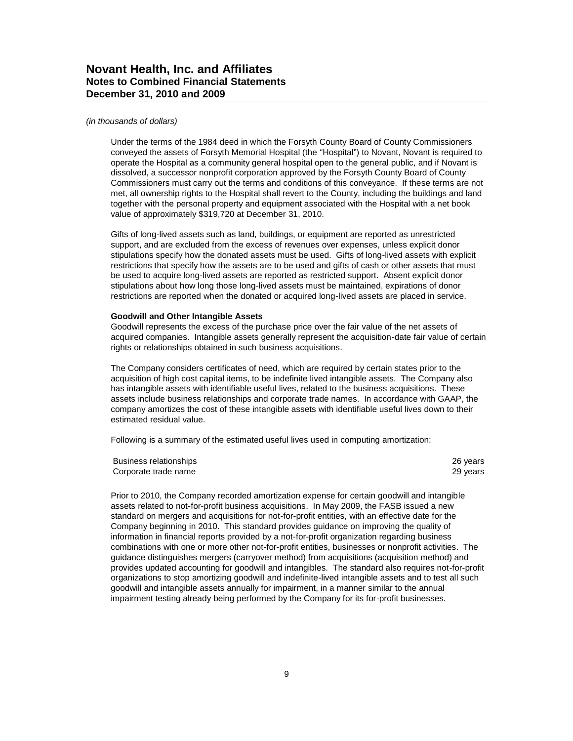*(in thousands of dollars)*

Under the terms of the 1984 deed in which the Forsyth County Board of County Commissioners conveyed the assets of Forsyth Memorial Hospital (the "Hospital") to Novant, Novant is required to operate the Hospital as a community general hospital open to the general public, and if Novant is dissolved, a successor nonprofit corporation approved by the Forsyth County Board of County Commissioners must carry out the terms and conditions of this conveyance. If these terms are not met, all ownership rights to the Hospital shall revert to the County, including the buildings and land together with the personal property and equipment associated with the Hospital with a net book value of approximately $319,720 at December 31, 2010.

Gifts of long-lived assets such as land, buildings, or equipment are reported as unrestricted support, and are excluded from the excess of revenues over expenses, unless explicit donor stipulations specify how the donated assets must be used. Gifts of long-lived assets with explicit restrictions that specify how the assets are to be used and gifts of cash or other assets that must be used to acquire long-lived assets are reported as restricted support. Absent explicit donor stipulations about how long those long-lived assets must be maintained, expirations of donor restrictions are reported when the donated or acquired long-lived assets are placed in service.

**Goodwill and Other Intangible Assets**

Goodwill represents the excess of the purchase price over the fair value of the net assets of acquired companies. Intangible assets generally represent the acquisition-date fair value of certain rights or relationships obtained in such business acquisitions.

The Company considers certificates of need, which are required by certain states prior to the acquisition of high cost capital items, to be indefinite lived intangible assets. The Company also has intangible assets with identifiable useful lives, related to the business acquisitions. These assets include business relationships and corporate trade names. In accordance with GAAP, the company amortizes the cost of these intangible assets with identifiable useful lives down to their estimated residual value.

Following is a summary of the estimated useful lives used in computing amortization:

| | |
|---|---|
| Business relationships | 26 years |
| Corporate trade name | 29 years |

Prior to 2010, the Company recorded amortization expense for certain goodwill and intangible assets related to not-for-profit business acquisitions. In May 2009, the FASB issued a new standard on mergers and acquisitions for not-for-profit entities, with an effective date for the Company beginning in 2010. This standard provides guidance on improving the quality of information in financial reports provided by a not-for-profit organization regarding business combinations with one or more other not-for-profit entities, businesses or nonprofit activities. The guidance distinguishes mergers (carryover method) from acquisitions (acquisition method) and provides updated accounting for goodwill and intangibles. The standard also requires not-for-profit organizations to stop amortizing goodwill and indefinite-lived intangible assets and to test all such goodwill and intangible assets annually for impairment, in a manner similar to the annual impairment testing already being performed by the Company for its for-profit businesses.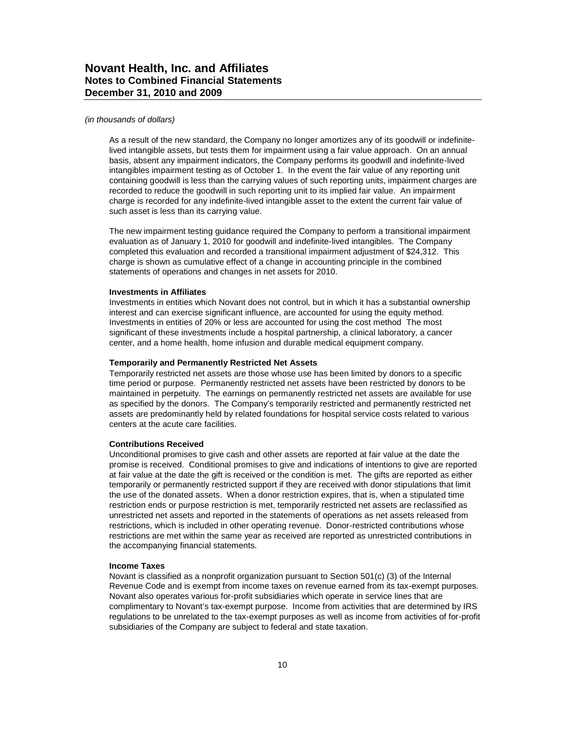*(in thousands of dollars)*

As a result of the new standard, the Company no longer amortizes any of its goodwill or indefinite-lived intangible assets, but tests them for impairment using a fair value approach. On an annual basis, absent any impairment indicators, the Company performs its goodwill and indefinite-lived intangibles impairment testing as of October 1. In the event the fair value of any reporting unit containing goodwill is less than the carrying values of such reporting units, impairment charges are recorded to reduce the goodwill in such reporting unit to its implied fair value. An impairment charge is recorded for any indefinite-lived intangible asset to the extent the current fair value of such asset is less than its carrying value.

The new impairment testing guidance required the Company to perform a transitional impairment evaluation as of January 1, 2010 for goodwill and indefinite-lived intangibles. The Company completed this evaluation and recorded a transitional impairment adjustment of $24,312. This charge is shown as cumulative effect of a change in accounting principle in the combined statements of operations and changes in net assets for 2010.

**Investments in Affiliates**

Investments in entities which Novant does not control, but in which it has a substantial ownership interest and can exercise significant influence, are accounted for using the equity method. Investments in entities of 20% or less are accounted for using the cost method The most significant of these investments include a hospital partnership, a clinical laboratory, a cancer center, and a home health, home infusion and durable medical equipment company.

**Temporarily and Permanently Restricted Net Assets**

Temporarily restricted net assets are those whose use has been limited by donors to a specific time period or purpose. Permanently restricted net assets have been restricted by donors to be maintained in perpetuity. The earnings on permanently restricted net assets are available for use as specified by the donors. The Company's temporarily restricted and permanently restricted net assets are predominantly held by related foundations for hospital service costs related to various centers at the acute care facilities.

**Contributions Received**

Unconditional promises to give cash and other assets are reported at fair value at the date the promise is received. Conditional promises to give and indications of intentions to give are reported at fair value at the date the gift is received or the condition is met. The gifts are reported as either temporarily or permanently restricted support if they are received with donor stipulations that limit the use of the donated assets. When a donor restriction expires, that is, when a stipulated time restriction ends or purpose restriction is met, temporarily restricted net assets are reclassified as unrestricted net assets and reported in the statements of operations as net assets released from restrictions, which is included in other operating revenue. Donor-restricted contributions whose restrictions are met within the same year as received are reported as unrestricted contributions in the accompanying financial statements.

**Income Taxes**

Novant is classified as a nonprofit organization pursuant to Section 501(c) (3) of the Internal Revenue Code and is exempt from income taxes on revenue earned from its tax-exempt purposes. Novant also operates various for-profit subsidiaries which operate in service lines that are complimentary to Novant's tax-exempt purpose. Income from activities that are determined by IRS regulations to be unrelated to the tax-exempt purposes as well as income from activities of for-profit subsidiaries of the Company are subject to federal and state taxation.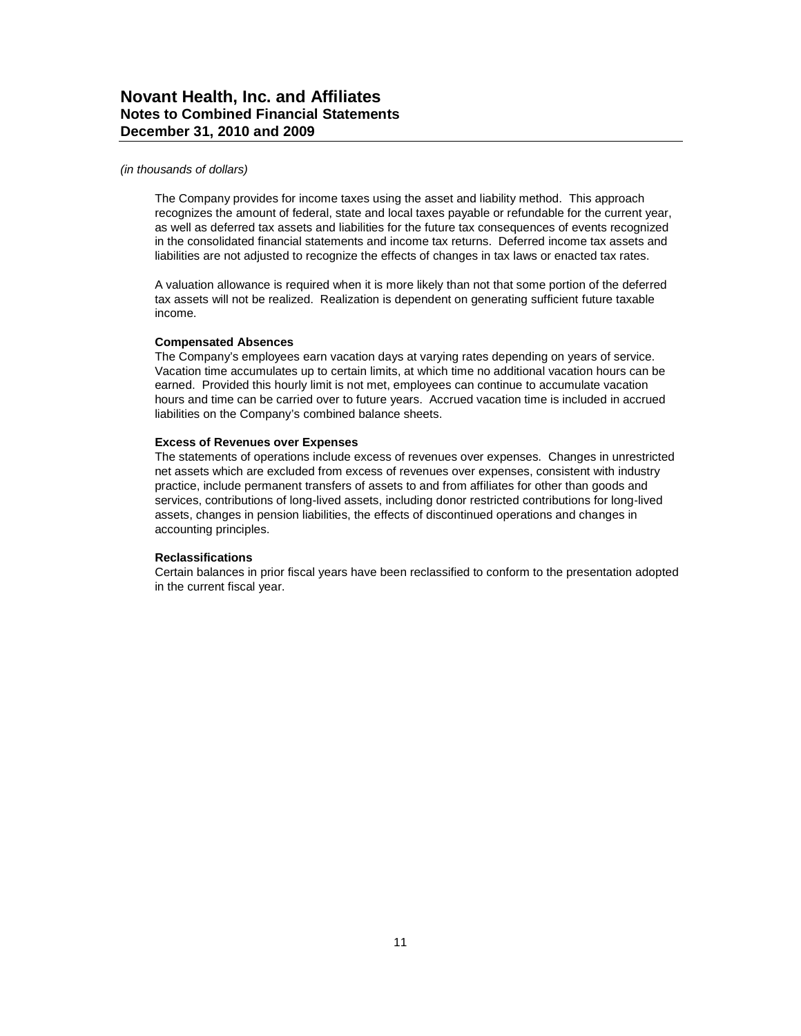*(in thousands of dollars)*

The Company provides for income taxes using the asset and liability method. This approach recognizes the amount of federal, state and local taxes payable or refundable for the current year, as well as deferred tax assets and liabilities for the future tax consequences of events recognized in the consolidated financial statements and income tax returns. Deferred income tax assets and liabilities are not adjusted to recognize the effects of changes in tax laws or enacted tax rates.

A valuation allowance is required when it is more likely than not that some portion of the deferred tax assets will not be realized. Realization is dependent on generating sufficient future taxable income.

**Compensated Absences**

The Company's employees earn vacation days at varying rates depending on years of service. Vacation time accumulates up to certain limits, at which time no additional vacation hours can be earned. Provided this hourly limit is not met, employees can continue to accumulate vacation hours and time can be carried over to future years. Accrued vacation time is included in accrued liabilities on the Company's combined balance sheets.

**Excess of Revenues over Expenses**

The statements of operations include excess of revenues over expenses. Changes in unrestricted net assets which are excluded from excess of revenues over expenses, consistent with industry practice, include permanent transfers of assets to and from affiliates for other than goods and services, contributions of long-lived assets, including donor restricted contributions for long-lived assets, changes in pension liabilities, the effects of discontinued operations and changes in accounting principles.

**Reclassifications**

Certain balances in prior fiscal years have been reclassified to conform to the presentation adopted in the current fiscal year.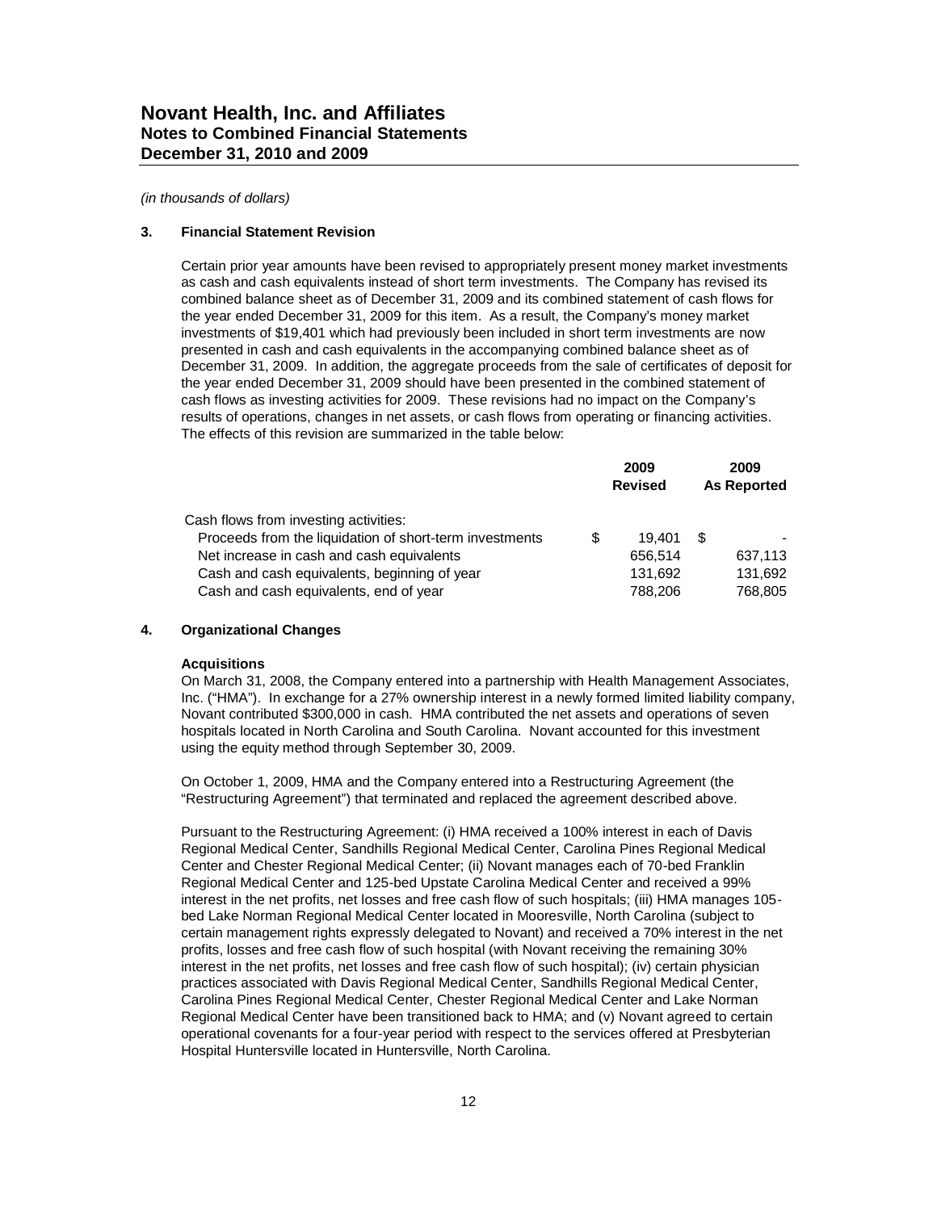*(in thousands of dollars)*

## 3. Financial Statement Revision

Certain prior year amounts have been revised to appropriately present money market investments as cash and cash equivalents instead of short term investments. The Company has revised its combined balance sheet as of December 31, 2009 and its combined statement of cash flows for the year ended December 31, 2009 for this item. As a result, the Company's money market investments of $19,401 which had previously been included in short term investments are now presented in cash and cash equivalents in the accompanying combined balance sheet as of December 31, 2009. In addition, the aggregate proceeds from the sale of certificates of deposit for the year ended December 31, 2009 should have been presented in the combined statement of cash flows as investing activities for 2009. These revisions had no impact on the Company's results of operations, changes in net assets, or cash flows from operating or financing activities. The effects of this revision are summarized in the table below:

| | 2009 Revised | 2009 As Reported |
|---|---|---|
| Cash flows from investing activities: | | |
| Proceeds from the liquidation of short-term investments | $ 19,401 | $ - |
| Net increase in cash and cash equivalents | 656,514 | 637,113 |
| Cash and cash equivalents, beginning of year | 131,692 | 131,692 |
| Cash and cash equivalents, end of year | 788,206 | 768,805 |

## 4. Organizational Changes

**Acquisitions**

On March 31, 2008, the Company entered into a partnership with Health Management Associates, Inc. ("HMA"). In exchange for a 27% ownership interest in a newly formed limited liability company, Novant contributed $300,000 in cash. HMA contributed the net assets and operations of seven hospitals located in North Carolina and South Carolina. Novant accounted for this investment using the equity method through September 30, 2009.

On October 1, 2009, HMA and the Company entered into a Restructuring Agreement (the "Restructuring Agreement") that terminated and replaced the agreement described above.

Pursuant to the Restructuring Agreement: (i) HMA received a 100% interest in each of Davis Regional Medical Center, Sandhills Regional Medical Center, Carolina Pines Regional Medical Center and Chester Regional Medical Center; (ii) Novant manages each of 70-bed Franklin Regional Medical Center and 125-bed Upstate Carolina Medical Center and received a 99% interest in the net profits, net losses and free cash flow of such hospitals; (iii) HMA manages 105-bed Lake Norman Regional Medical Center located in Mooresville, North Carolina (subject to certain management rights expressly delegated to Novant) and received a 70% interest in the net profits, losses and free cash flow of such hospital (with Novant receiving the remaining 30% interest in the net profits, net losses and free cash flow of such hospital); (iv) certain physician practices associated with Davis Regional Medical Center, Sandhills Regional Medical Center, Carolina Pines Regional Medical Center, Chester Regional Medical Center and Lake Norman Regional Medical Center have been transitioned back to HMA; and (v) Novant agreed to certain operational covenants for a four-year period with respect to the services offered at Presbyterian Hospital Huntersville located in Huntersville, North Carolina.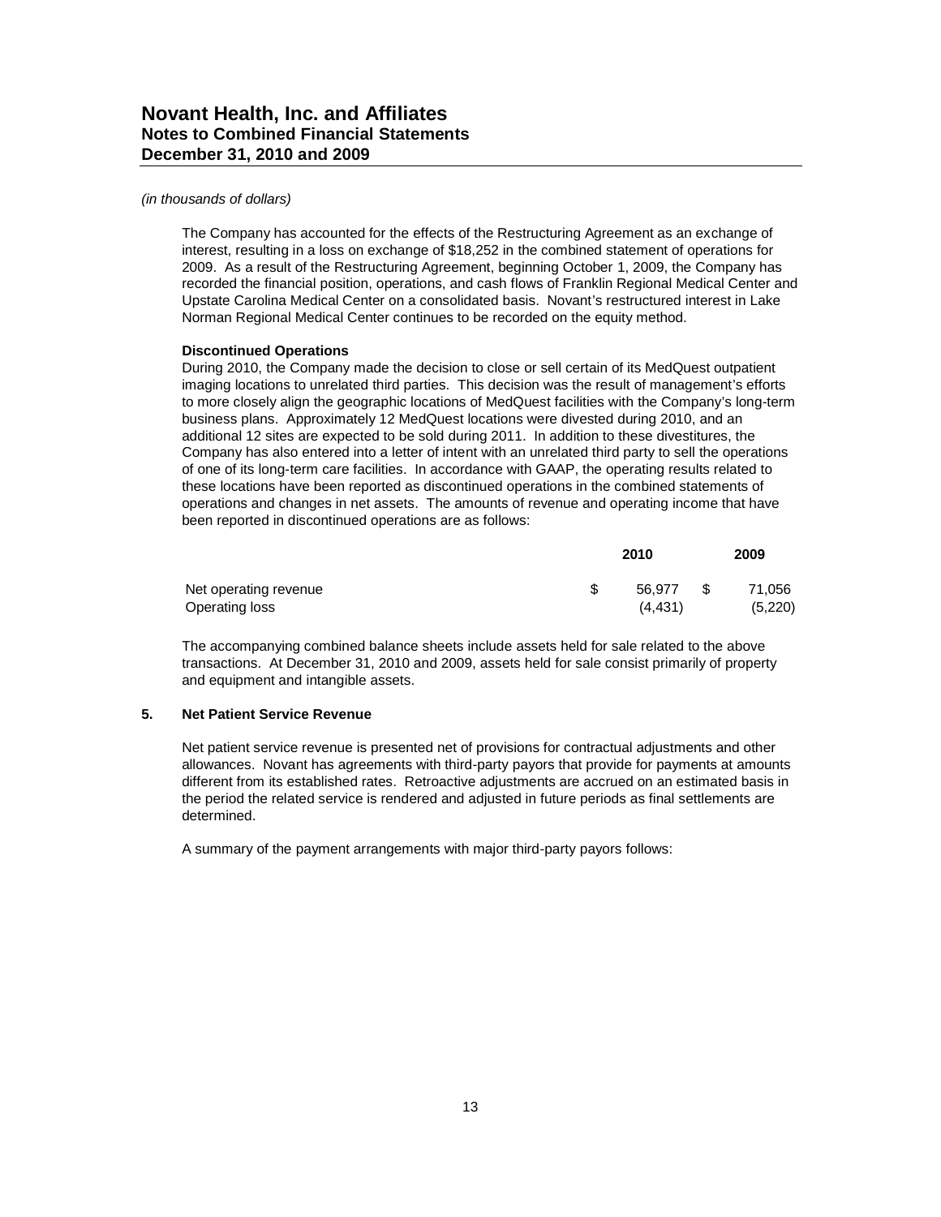*(in thousands of dollars)*

The Company has accounted for the effects of the Restructuring Agreement as an exchange of interest, resulting in a loss on exchange of $18,252 in the combined statement of operations for 2009. As a result of the Restructuring Agreement, beginning October 1, 2009, the Company has recorded the financial position, operations, and cash flows of Franklin Regional Medical Center and Upstate Carolina Medical Center on a consolidated basis. Novant's restructured interest in Lake Norman Regional Medical Center continues to be recorded on the equity method.

**Discontinued Operations**

During 2010, the Company made the decision to close or sell certain of its MedQuest outpatient imaging locations to unrelated third parties. This decision was the result of management's efforts to more closely align the geographic locations of MedQuest facilities with the Company's long-term business plans. Approximately 12 MedQuest locations were divested during 2010, and an additional 12 sites are expected to be sold during 2011. In addition to these divestitures, the Company has also entered into a letter of intent with an unrelated third party to sell the operations of one of its long-term care facilities. In accordance with GAAP, the operating results related to these locations have been reported as discontinued operations in the combined statements of operations and changes in net assets. The amounts of revenue and operating income that have been reported in discontinued operations are as follows:

| | 2010 | 2009 |
|---|---|---|
| Net operating revenue | $ 56,977 | $ 71,056 |
| Operating loss | (4,431) | (5,220) |

The accompanying combined balance sheets include assets held for sale related to the above transactions. At December 31, 2010 and 2009, assets held for sale consist primarily of property and equipment and intangible assets.

## 5. Net Patient Service Revenue

Net patient service revenue is presented net of provisions for contractual adjustments and other allowances. Novant has agreements with third-party payors that provide for payments at amounts different from its established rates. Retroactive adjustments are accrued on an estimated basis in the period the related service is rendered and adjusted in future periods as final settlements are determined.

A summary of the payment arrangements with major third-party payors follows: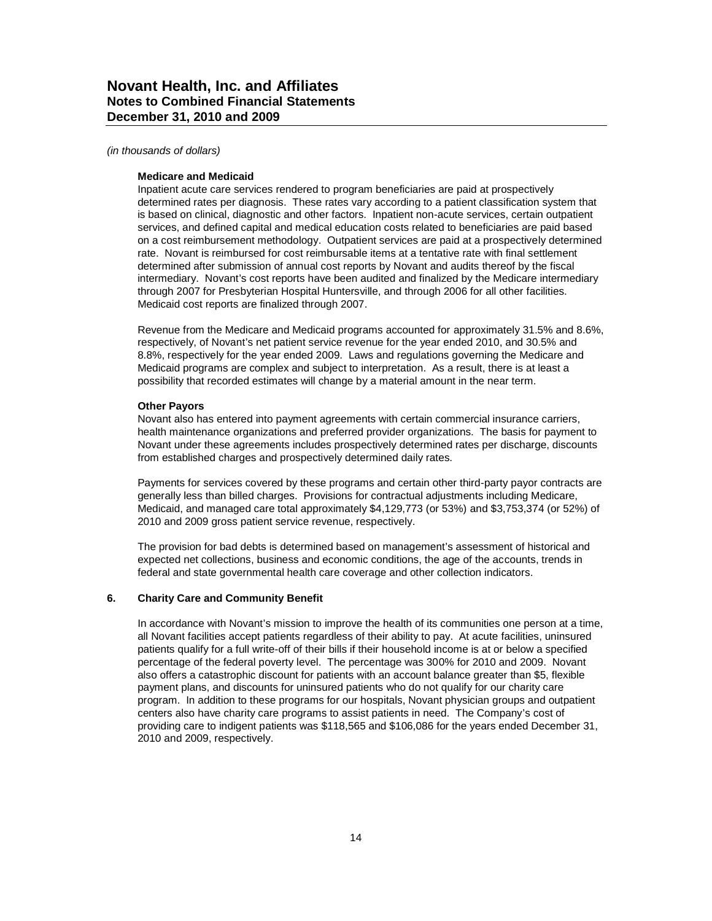*(in thousands of dollars)*

**Medicare and Medicaid**

Inpatient acute care services rendered to program beneficiaries are paid at prospectively determined rates per diagnosis. These rates vary according to a patient classification system that is based on clinical, diagnostic and other factors. Inpatient non-acute services, certain outpatient services, and defined capital and medical education costs related to beneficiaries are paid based on a cost reimbursement methodology. Outpatient services are paid at a prospectively determined rate. Novant is reimbursed for cost reimbursable items at a tentative rate with final settlement determined after submission of annual cost reports by Novant and audits thereof by the fiscal intermediary. Novant's cost reports have been audited and finalized by the Medicare intermediary through 2007 for Presbyterian Hospital Huntersville, and through 2006 for all other facilities. Medicaid cost reports are finalized through 2007.

Revenue from the Medicare and Medicaid programs accounted for approximately 31.5% and 8.6%, respectively, of Novant's net patient service revenue for the year ended 2010, and 30.5% and 8.8%, respectively for the year ended 2009. Laws and regulations governing the Medicare and Medicaid programs are complex and subject to interpretation. As a result, there is at least a possibility that recorded estimates will change by a material amount in the near term.

**Other Payors**

Novant also has entered into payment agreements with certain commercial insurance carriers, health maintenance organizations and preferred provider organizations. The basis for payment to Novant under these agreements includes prospectively determined rates per discharge, discounts from established charges and prospectively determined daily rates.

Payments for services covered by these programs and certain other third-party payor contracts are generally less than billed charges. Provisions for contractual adjustments including Medicare, Medicaid, and managed care total approximately $4,129,773 (or 53%) and $3,753,374 (or 52%) of 2010 and 2009 gross patient service revenue, respectively.

The provision for bad debts is determined based on management's assessment of historical and expected net collections, business and economic conditions, the age of the accounts, trends in federal and state governmental health care coverage and other collection indicators.

## 6. Charity Care and Community Benefit

In accordance with Novant's mission to improve the health of its communities one person at a time, all Novant facilities accept patients regardless of their ability to pay. At acute facilities, uninsured patients qualify for a full write-off of their bills if their household income is at or below a specified percentage of the federal poverty level. The percentage was 300% for 2010 and 2009. Novant also offers a catastrophic discount for patients with an account balance greater than $5, flexible payment plans, and discounts for uninsured patients who do not qualify for our charity care program. In addition to these programs for our hospitals, Novant physician groups and outpatient centers also have charity care programs to assist patients in need. The Company's cost of providing care to indigent patients was $118,565 and $106,086 for the years ended December 31, 2010 and 2009, respectively.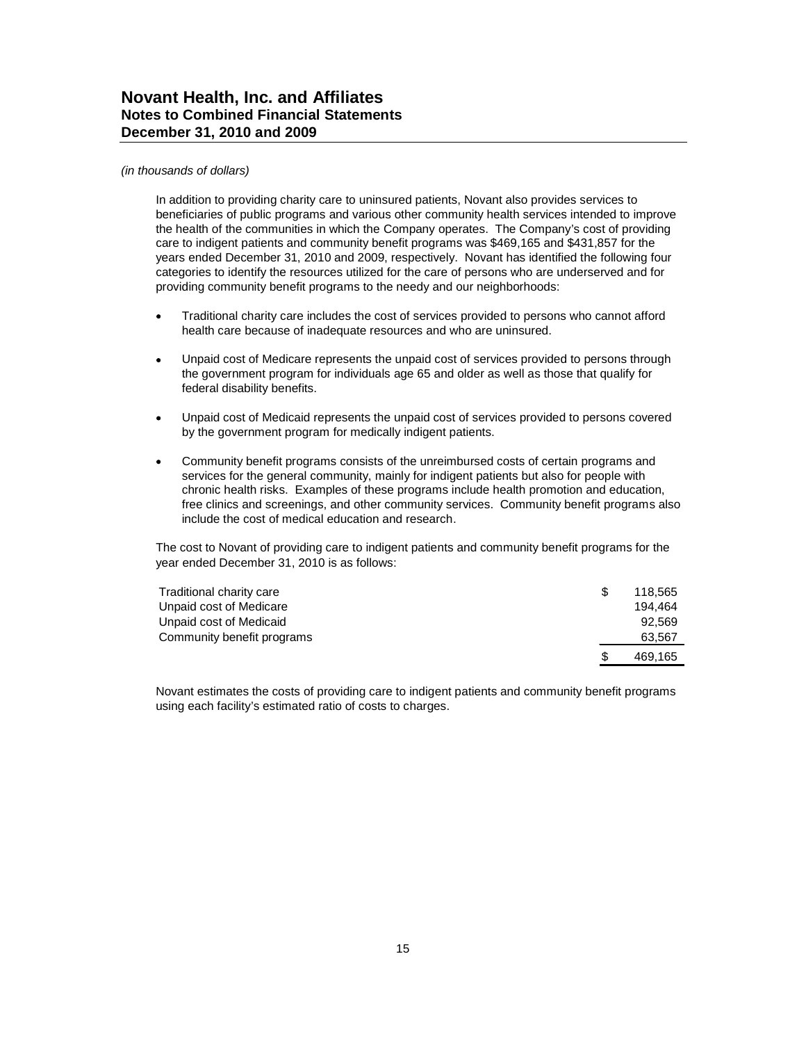*(in thousands of dollars)*

In addition to providing charity care to uninsured patients, Novant also provides services to beneficiaries of public programs and various other community health services intended to improve the health of the communities in which the Company operates. The Company's cost of providing care to indigent patients and community benefit programs was $469,165 and $431,857 for the years ended December 31, 2010 and 2009, respectively. Novant has identified the following four categories to identify the resources utilized for the care of persons who are underserved and for providing community benefit programs to the needy and our neighborhoods:

- Traditional charity care includes the cost of services provided to persons who cannot afford health care because of inadequate resources and who are uninsured.
- Unpaid cost of Medicare represents the unpaid cost of services provided to persons through the government program for individuals age 65 and older as well as those that qualify for federal disability benefits.
- Unpaid cost of Medicaid represents the unpaid cost of services provided to persons covered by the government program for medically indigent patients.
- Community benefit programs consists of the unreimbursed costs of certain programs and services for the general community, mainly for indigent patients but also for people with chronic health risks. Examples of these programs include health promotion and education, free clinics and screenings, and other community services. Community benefit programs also include the cost of medical education and research.

The cost to Novant of providing care to indigent patients and community benefit programs for the year ended December 31, 2010 is as follows:

| | |
|---|---|
| Traditional charity care | $ 118,565 |
| Unpaid cost of Medicare | 194,464 |
| Unpaid cost of Medicaid | 92,569 |
| Community benefit programs | 63,567 |
| | $ 469,165 |

Novant estimates the costs of providing care to indigent patients and community benefit programs using each facility's estimated ratio of costs to charges.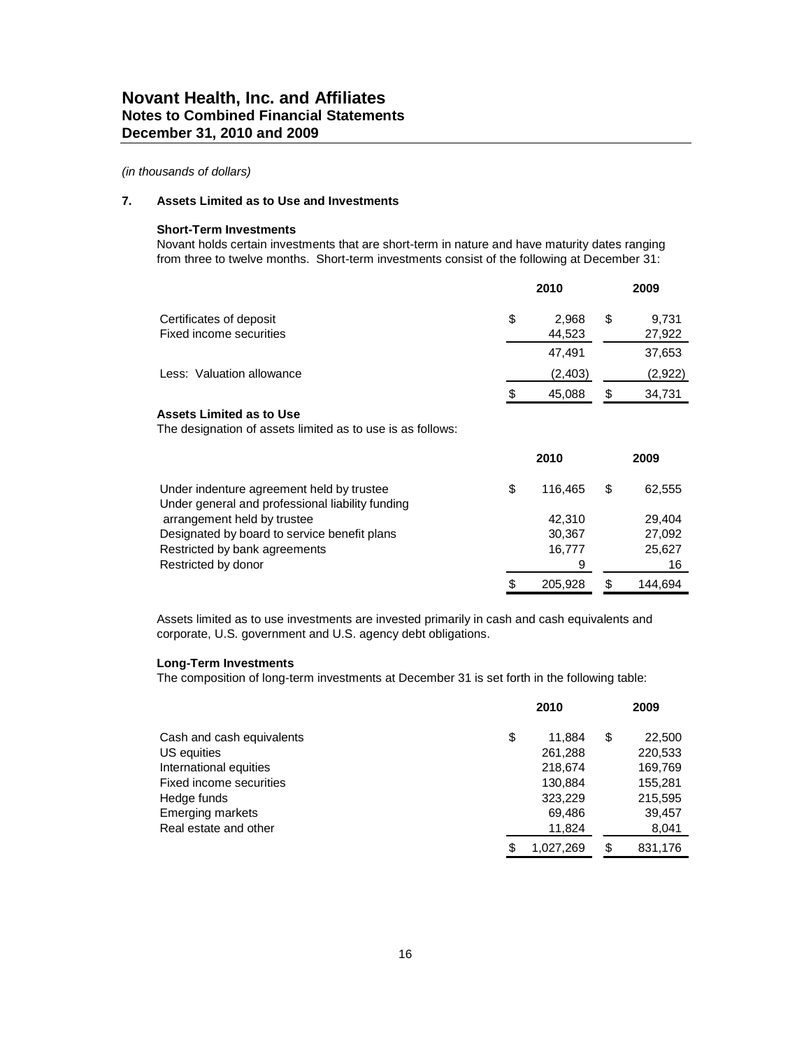*(in thousands of dollars)*

## 7. Assets Limited as to Use and Investments

### Short-Term Investments

Novant holds certain investments that are short-term in nature and have maturity dates ranging from three to twelve months. Short-term investments consist of the following at December 31:

| | 2010 | 2009 |
|---|---|---|
| Certificates of deposit | $ 2,968 | $ 9,731 |
| Fixed income securities | 44,523 | 27,922 |
| | 47,491 | 37,653 |
| Less: Valuation allowance | (2,403) | (2,922) |
| | $ 45,088 | $ 34,731 |

### Assets Limited as to Use

The designation of assets limited as to use is as follows:

| | 2010 | 2009 |
|---|---|---|
| Under indenture agreement held by trustee | $ 116,465 | $ 62,555 |
| Under general and professional liability funding arrangement held by trustee | 42,310 | 29,404 |
| Designated by board to service benefit plans | 30,367 | 27,092 |
| Restricted by bank agreements | 16,777 | 25,627 |
| Restricted by donor | 9 | 16 |
| | $ 205,928 | $ 144,694 |

Assets limited as to use investments are invested primarily in cash and cash equivalents and corporate, U.S. government and U.S. agency debt obligations.

### Long-Term Investments

The composition of long-term investments at December 31 is set forth in the following table:

| | 2010 | 2009 |
|---|---|---|
| Cash and cash equivalents | $ 11,884 | $ 22,500 |
| US equities | 261,288 | 220,533 |
| International equities | 218,674 | 169,769 |
| Fixed income securities | 130,884 | 155,281 |
| Hedge funds | 323,229 | 215,595 |
| Emerging markets | 69,486 | 39,457 |
| Real estate and other | 11,824 | 8,041 |
| | $ 1,027,269 | $ 831,176 |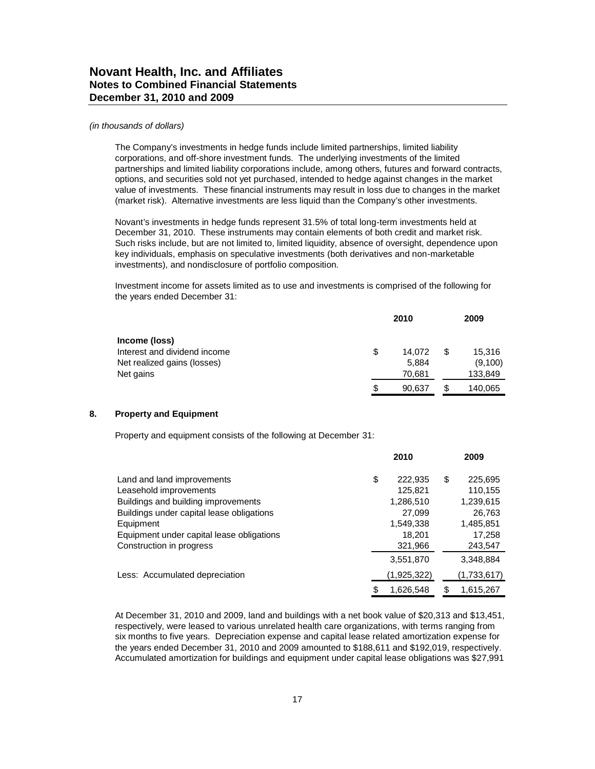*(in thousands of dollars)*

The Company's investments in hedge funds include limited partnerships, limited liability corporations, and off-shore investment funds. The underlying investments of the limited partnerships and limited liability corporations include, among others, futures and forward contracts, options, and securities sold not yet purchased, intended to hedge against changes in the market value of investments. These financial instruments may result in loss due to changes in the market (market risk). Alternative investments are less liquid than the Company's other investments.

Novant's investments in hedge funds represent 31.5% of total long-term investments held at December 31, 2010. These instruments may contain elements of both credit and market risk. Such risks include, but are not limited to, limited liquidity, absence of oversight, dependence upon key individuals, emphasis on speculative investments (both derivatives and non-marketable investments), and nondisclosure of portfolio composition.

Investment income for assets limited as to use and investments is comprised of the following for the years ended December 31:

| | 2010 | 2009 |
|---|---|---|
| **Income (loss)** | | |
| Interest and dividend income | $ 14,072 | $ 15,316 |
| Net realized gains (losses) | 5,884 | (9,100) |
| Net gains | 70,681 | 133,849 |
| | $ 90,637 | $ 140,065 |

## 8. Property and Equipment

Property and equipment consists of the following at December 31:

| | 2010 | 2009 |
|---|---|---|
| Land and land improvements | $ 222,935 | $ 225,695 |
| Leasehold improvements | 125,821 | 110,155 |
| Buildings and building improvements | 1,286,510 | 1,239,615 |
| Buildings under capital lease obligations | 27,099 | 26,763 |
| Equipment | 1,549,338 | 1,485,851 |
| Equipment under capital lease obligations | 18,201 | 17,258 |
| Construction in progress | 321,966 | 243,547 |
| | 3,551,870 | 3,348,884 |
| Less: Accumulated depreciation | (1,925,322) | (1,733,617) |
| | $ 1,626,548 | $ 1,615,267 |

At December 31, 2010 and 2009, land and buildings with a net book value of $20,313 and $13,451, respectively, were leased to various unrelated health care organizations, with terms ranging from six months to five years. Depreciation expense and capital lease related amortization expense for the years ended December 31, 2010 and 2009 amounted to $188,611 and $192,019, respectively. Accumulated amortization for buildings and equipment under capital lease obligations was $27,991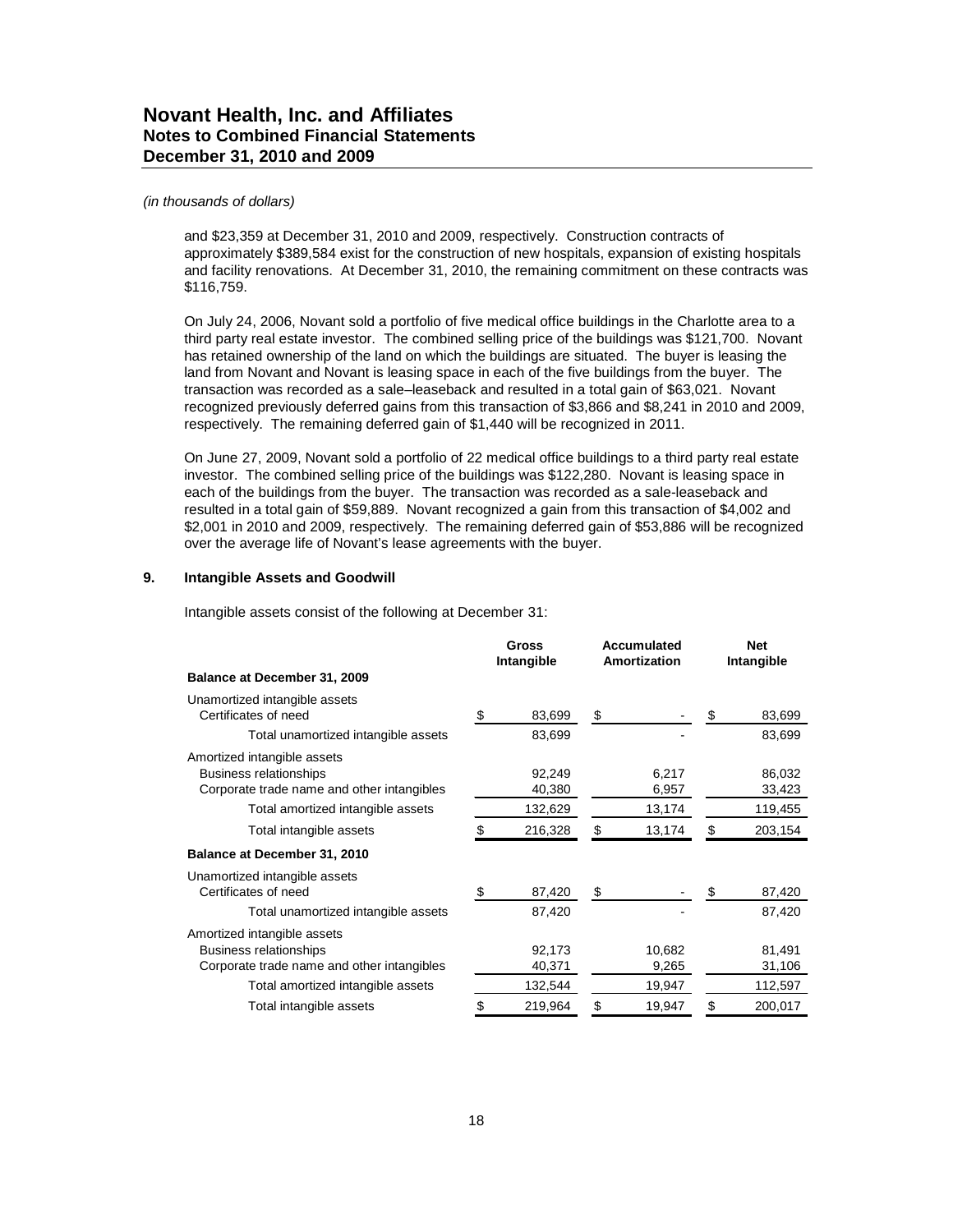*(in thousands of dollars)*

and $23,359 at December 31, 2010 and 2009, respectively. Construction contracts of approximately $389,584 exist for the construction of new hospitals, expansion of existing hospitals and facility renovations. At December 31, 2010, the remaining commitment on these contracts was $116,759.

On July 24, 2006, Novant sold a portfolio of five medical office buildings in the Charlotte area to a third party real estate investor. The combined selling price of the buildings was $121,700. Novant has retained ownership of the land on which the buildings are situated. The buyer is leasing the land from Novant and Novant is leasing space in each of the five buildings from the buyer. The transaction was recorded as a sale–leaseback and resulted in a total gain of $63,021. Novant recognized previously deferred gains from this transaction of $3,866 and $8,241 in 2010 and 2009, respectively. The remaining deferred gain of $1,440 will be recognized in 2011.

On June 27, 2009, Novant sold a portfolio of 22 medical office buildings to a third party real estate investor. The combined selling price of the buildings was $122,280. Novant is leasing space in each of the buildings from the buyer. The transaction was recorded as a sale-leaseback and resulted in a total gain of $59,889. Novant recognized a gain from this transaction of $4,002 and $2,001 in 2010 and 2009, respectively. The remaining deferred gain of $53,886 will be recognized over the average life of Novant's lease agreements with the buyer.

## 9. Intangible Assets and Goodwill

Intangible assets consist of the following at December 31:

| | Gross Intangible | Accumulated Amortization | Net Intangible |
|---|---|---|---|
| **Balance at December 31, 2009** | | | |
| Unamortized intangible assets | | | |
| Certificates of need | $ 83,699 | $ - | $ 83,699 |
| Total unamortized intangible assets | 83,699 | - | 83,699 |
| Amortized intangible assets | | | |
| Business relationships | 92,249 | 6,217 | 86,032 |
| Corporate trade name and other intangibles | 40,380 | 6,957 | 33,423 |
| Total amortized intangible assets | 132,629 | 13,174 | 119,455 |
| Total intangible assets | $ 216,328 | $ 13,174 | $ 203,154 |
| **Balance at December 31, 2010** | | | |
| Unamortized intangible assets | | | |
| Certificates of need | $ 87,420 | $ - | $ 87,420 |
| Total unamortized intangible assets | 87,420 | - | 87,420 |
| Amortized intangible assets | | | |
| Business relationships | 92,173 | 10,682 | 81,491 |
| Corporate trade name and other intangibles | 40,371 | 9,265 | 31,106 |
| Total amortized intangible assets | 132,544 | 19,947 | 112,597 |
| Total intangible assets | $ 219,964 | $ 19,947 | $ 200,017 |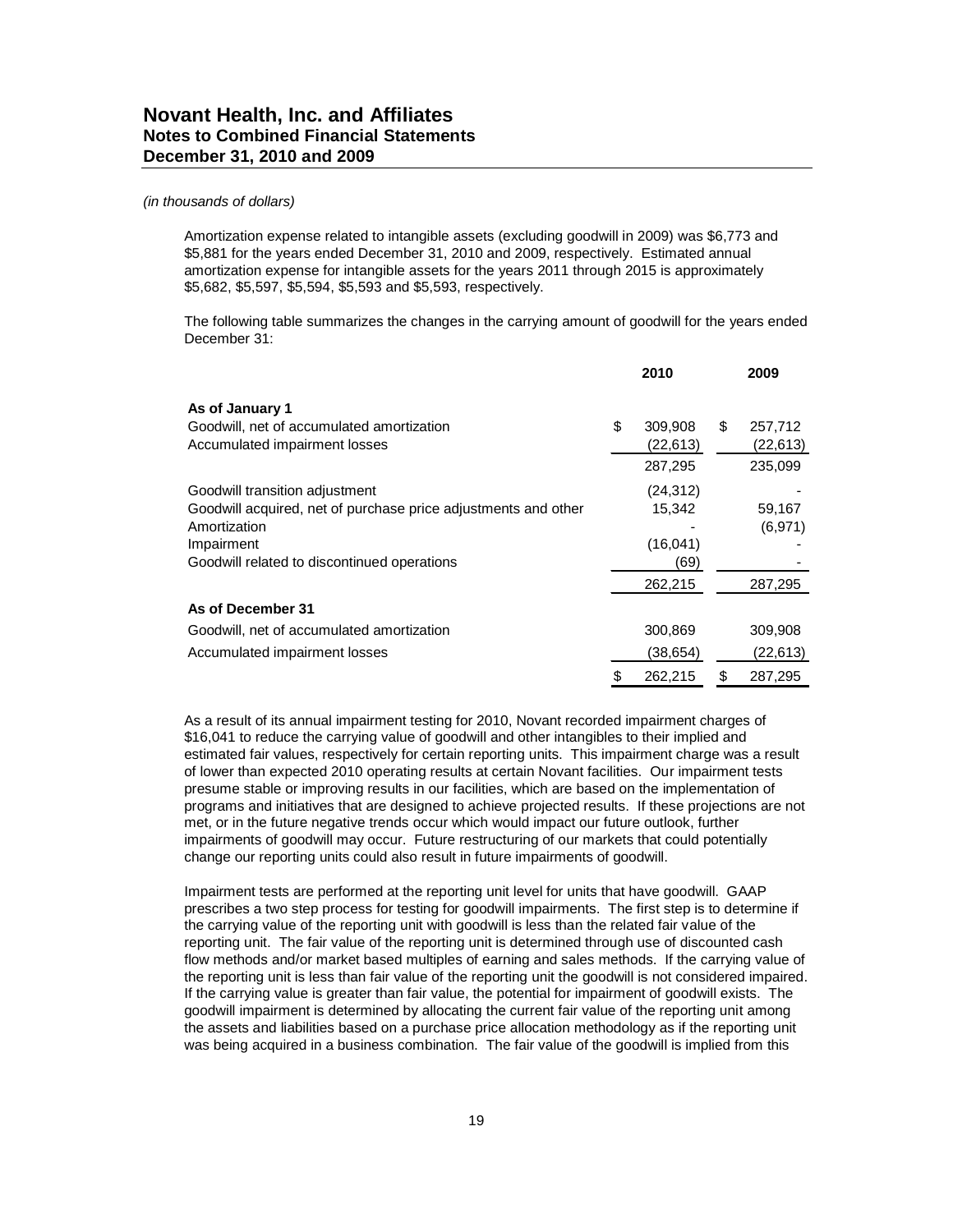*(in thousands of dollars)*

Amortization expense related to intangible assets (excluding goodwill in 2009) was $6,773 and $5,881 for the years ended December 31, 2010 and 2009, respectively. Estimated annual amortization expense for intangible assets for the years 2011 through 2015 is approximately $5,682, $5,597, $5,594, $5,593 and $5,593, respectively.

The following table summarizes the changes in the carrying amount of goodwill for the years ended December 31:

| | 2010 | 2009 |
|---|---|---|
| **As of January 1** | | |
| Goodwill, net of accumulated amortization | $ 309,908 | $ 257,712 |
| Accumulated impairment losses | (22,613) | (22,613) |
| | 287,295 | 235,099 |
| Goodwill transition adjustment | (24,312) | - |
| Goodwill acquired, net of purchase price adjustments and other | 15,342 | 59,167 |
| Amortization | - | (6,971) |
| Impairment | (16,041) | - |
| Goodwill related to discontinued operations | (69) | - |
| | 262,215 | 287,295 |
| **As of December 31** | | |
| Goodwill, net of accumulated amortization | 300,869 | 309,908 |
| Accumulated impairment losses | (38,654) | (22,613) |
| | $ 262,215 | $ 287,295 |

As a result of its annual impairment testing for 2010, Novant recorded impairment charges of $16,041 to reduce the carrying value of goodwill and other intangibles to their implied and estimated fair values, respectively for certain reporting units. This impairment charge was a result of lower than expected 2010 operating results at certain Novant facilities. Our impairment tests presume stable or improving results in our facilities, which are based on the implementation of programs and initiatives that are designed to achieve projected results. If these projections are not met, or in the future negative trends occur which would impact our future outlook, further impairments of goodwill may occur. Future restructuring of our markets that could potentially change our reporting units could also result in future impairments of goodwill.

Impairment tests are performed at the reporting unit level for units that have goodwill. GAAP prescribes a two step process for testing for goodwill impairments. The first step is to determine if the carrying value of the reporting unit with goodwill is less than the related fair value of the reporting unit. The fair value of the reporting unit is determined through use of discounted cash flow methods and/or market based multiples of earning and sales methods. If the carrying value of the reporting unit is less than fair value of the reporting unit the goodwill is not considered impaired. If the carrying value is greater than fair value, the potential for impairment of goodwill exists. The goodwill impairment is determined by allocating the current fair value of the reporting unit among the assets and liabilities based on a purchase price allocation methodology as if the reporting unit was being acquired in a business combination. The fair value of the goodwill is implied from this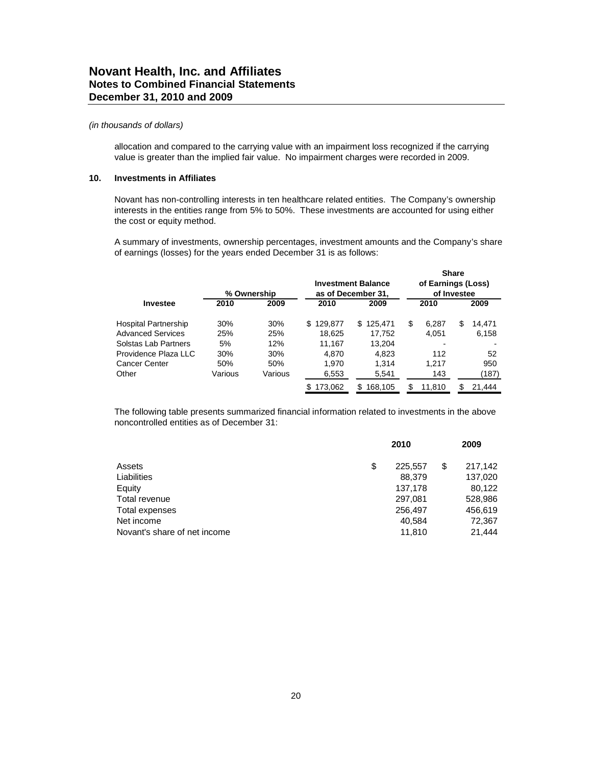*(in thousands of dollars)*

allocation and compared to the carrying value with an impairment loss recognized if the carrying value is greater than the implied fair value. No impairment charges were recorded in 2009.

## 10. Investments in Affiliates

Novant has non-controlling interests in ten healthcare related entities. The Company's ownership interests in the entities range from 5% to 50%. These investments are accounted for using either the cost or equity method.

A summary of investments, ownership percentages, investment amounts and the Company's share of earnings (losses) for the years ended December 31 is as follows:

| | % Ownership | | Investment Balance as of December 31, | | Share of Earnings (Loss) of Investee | |
|---|---|---|---|---|---|---|
| **Investee** | **2010** | **2009** | **2010** | **2009** | **2010** | **2009** |
| Hospital Partnership | 30% | 30% | $ 129,877 | $ 125,471 | $ 6,287 | $ 14,471 |
| Advanced Services | 25% | 25% | 18,625 | 17,752 | 4,051 | 6,158 |
| Solstas Lab Partners | 5% | 12% | 11,167 | 13,204 | - | - |
| Providence Plaza LLC | 30% | 30% | 4,870 | 4,823 | 112 | 52 |
| Cancer Center | 50% | 50% | 1,970 | 1,314 | 1,217 | 950 |
| Other | Various | Various | 6,553 | 5,541 | 143 | (187) |
| | | | $ 173,062 | $ 168,105 | $ 11,810 | $ 21,444 |

The following table presents summarized financial information related to investments in the above noncontrolled entities as of December 31:

| | 2010 | 2009 |
|---|---|---|
| Assets | $ 225,557 | $ 217,142 |
| Liabilities | 88,379 | 137,020 |
| Equity | 137,178 | 80,122 |
| Total revenue | 297,081 | 528,986 |
| Total expenses | 256,497 | 456,619 |
| Net income | 40,584 | 72,367 |
| Novant's share of net income | 11,810 | 21,444 |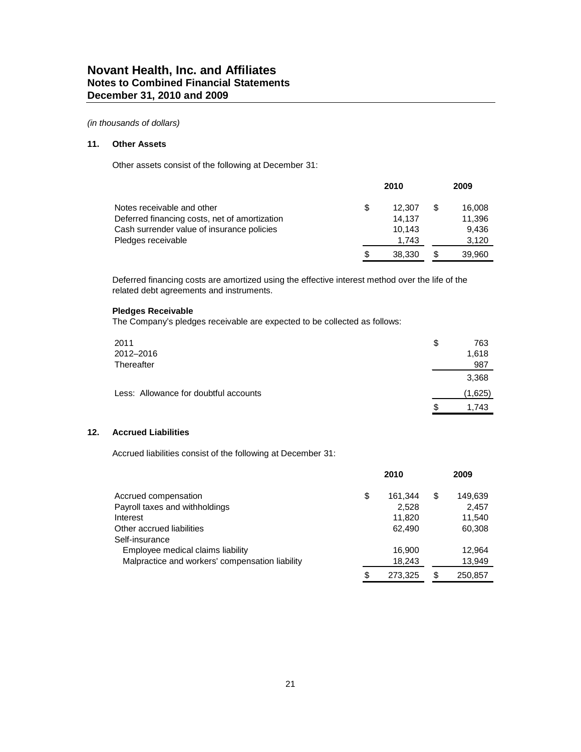# Novant Health, Inc. and Affiliates
## Notes to Combined Financial Statements
## December 31, 2010 and 2009

*(in thousands of dollars)*

### 11. Other Assets

Other assets consist of the following at December 31:

| | 2010 | 2009 |
|---|---|---|
| Notes receivable and other | $ 12,307 | $ 16,008 |
| Deferred financing costs, net of amortization | 14,137 | 11,396 |
| Cash surrender value of insurance policies | 10,143 | 9,436 |
| Pledges receivable | 1,743 | 3,120 |
| | $ 38,330 | $ 39,960 |

Deferred financing costs are amortized using the effective interest method over the life of the related debt agreements and instruments.

**Pledges Receivable**

The Company's pledges receivable are expected to be collected as follows:

| | |
|---|---|
| 2011 | $ 763 |
| 2012–2016 | 1,618 |
| Thereafter | 987 |
| | 3,368 |
| Less: Allowance for doubtful accounts | (1,625) |
| | $ 1,743 |

### 12. Accrued Liabilities

Accrued liabilities consist of the following at December 31:

| | 2010 | 2009 |
|---|---|---|
| Accrued compensation | $ 161,344 | $ 149,639 |
| Payroll taxes and withholdings | 2,528 | 2,457 |
| Interest | 11,820 | 11,540 |
| Other accrued liabilities | 62,490 | 60,308 |
| Self-insurance | | |
| Employee medical claims liability | 16,900 | 12,964 |
| Malpractice and workers' compensation liability | 18,243 | 13,949 |
| | $ 273,325 | $ 250,857 |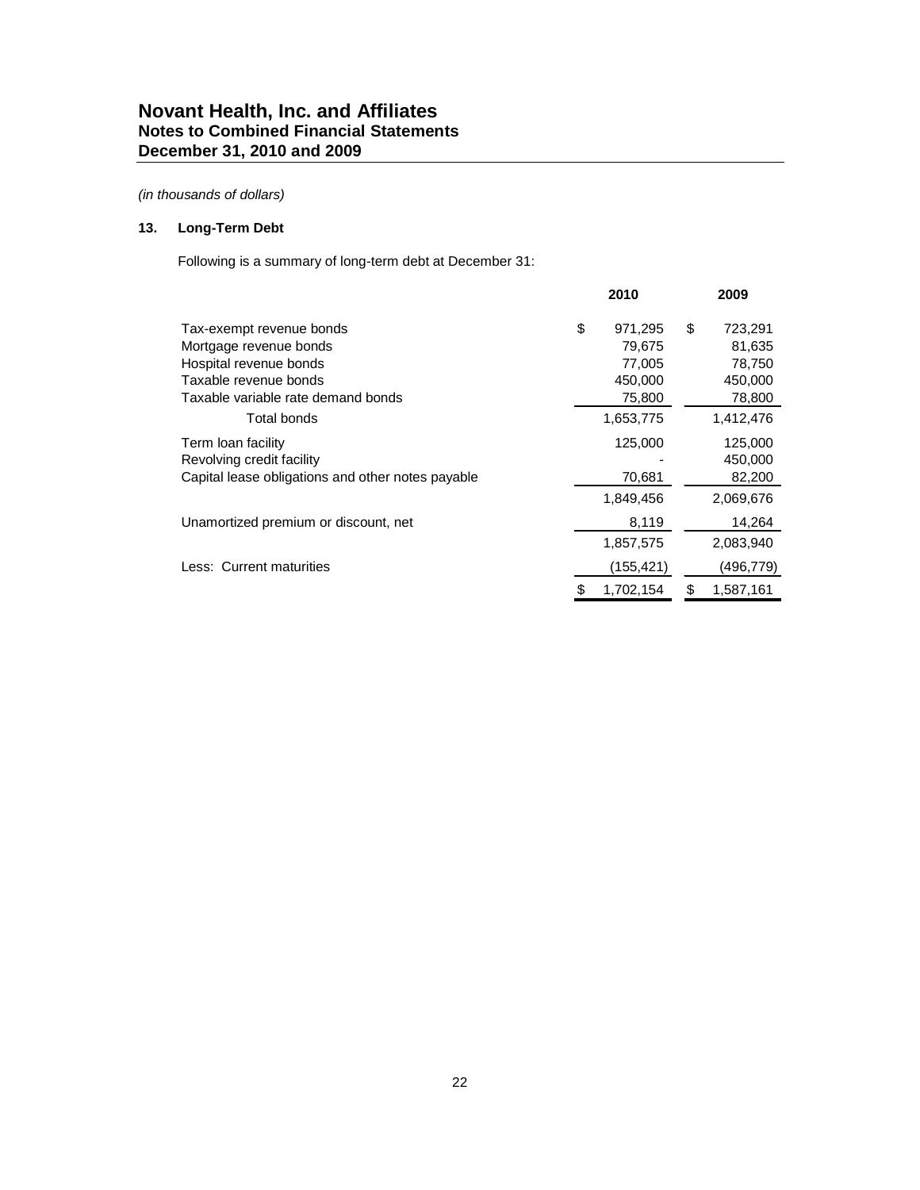# Novant Health, Inc. and Affiliates
## Notes to Combined Financial Statements
## December 31, 2010 and 2009

*(in thousands of dollars)*

### 13. Long-Term Debt

Following is a summary of long-term debt at December 31:

| | 2010 | 2009 |
|---|---|---|
| Tax-exempt revenue bonds | $ 971,295 | $ 723,291 |
| Mortgage revenue bonds | 79,675 | 81,635 |
| Hospital revenue bonds | 77,005 | 78,750 |
| Taxable revenue bonds | 450,000 | 450,000 |
| Taxable variable rate demand bonds | 75,800 | 78,800 |
| Total bonds | 1,653,775 | 1,412,476 |
| Term loan facility | 125,000 | 125,000 |
| Revolving credit facility | - | 450,000 |
| Capital lease obligations and other notes payable | 70,681 | 82,200 |
| | 1,849,456 | 2,069,676 |
| Unamortized premium or discount, net | 8,119 | 14,264 |
| | 1,857,575 | 2,083,940 |
| Less: Current maturities | (155,421) | (496,779) |
| | $ 1,702,154 | $ 1,587,161 |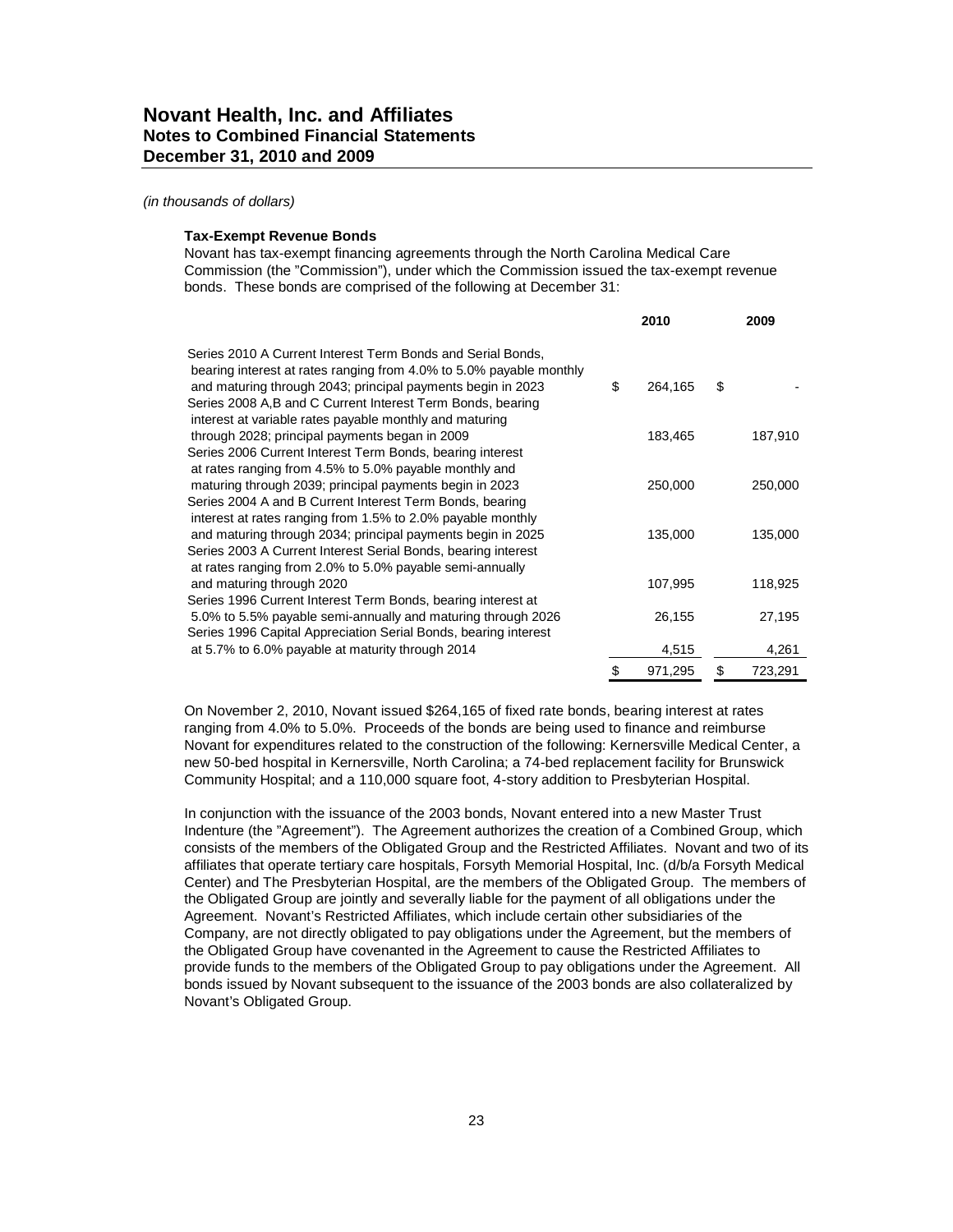# Novant Health, Inc. and Affiliates
## Notes to Combined Financial Statements
## December 31, 2010 and 2009

*(in thousands of dollars)*

**Tax-Exempt Revenue Bonds**

Novant has tax-exempt financing agreements through the North Carolina Medical Care Commission (the "Commission"), under which the Commission issued the tax-exempt revenue bonds. These bonds are comprised of the following at December 31:

| | 2010 | 2009 |
|---|---|---|
| Series 2010 A Current Interest Term Bonds and Serial Bonds, bearing interest at rates ranging from 4.0% to 5.0% payable monthly and maturing through 2043; principal payments begin in 2023 | $ 264,165 | $ - |
| Series 2008 A,B and C Current Interest Term Bonds, bearing interest at variable rates payable monthly and maturing through 2028; principal payments began in 2009 | 183,465 | 187,910 |
| Series 2006 Current Interest Term Bonds, bearing interest at rates ranging from 4.5% to 5.0% payable monthly and maturing through 2039; principal payments begin in 2023 | 250,000 | 250,000 |
| Series 2004 A and B Current Interest Term Bonds, bearing interest at rates ranging from 1.5% to 2.0% payable monthly and maturing through 2034; principal payments begin in 2025 | 135,000 | 135,000 |
| Series 2003 A Current Interest Serial Bonds, bearing interest at rates ranging from 2.0% to 5.0% payable semi-annually and maturing through 2020 | 107,995 | 118,925 |
| Series 1996 Current Interest Term Bonds, bearing interest at 5.0% to 5.5% payable semi-annually and maturing through 2026 | 26,155 | 27,195 |
| Series 1996 Capital Appreciation Serial Bonds, bearing interest at 5.7% to 6.0% payable at maturity through 2014 | 4,515 | 4,261 |
| | $ 971,295 | $ 723,291 |

On November 2, 2010, Novant issued $264,165 of fixed rate bonds, bearing interest at rates ranging from 4.0% to 5.0%. Proceeds of the bonds are being used to finance and reimburse Novant for expenditures related to the construction of the following: Kernersville Medical Center, a new 50-bed hospital in Kernersville, North Carolina; a 74-bed replacement facility for Brunswick Community Hospital; and a 110,000 square foot, 4-story addition to Presbyterian Hospital.

In conjunction with the issuance of the 2003 bonds, Novant entered into a new Master Trust Indenture (the "Agreement"). The Agreement authorizes the creation of a Combined Group, which consists of the members of the Obligated Group and the Restricted Affiliates. Novant and two of its affiliates that operate tertiary care hospitals, Forsyth Memorial Hospital, Inc. (d/b/a Forsyth Medical Center) and The Presbyterian Hospital, are the members of the Obligated Group. The members of the Obligated Group are jointly and severally liable for the payment of all obligations under the Agreement. Novant's Restricted Affiliates, which include certain other subsidiaries of the Company, are not directly obligated to pay obligations under the Agreement, but the members of the Obligated Group have covenanted in the Agreement to cause the Restricted Affiliates to provide funds to the members of the Obligated Group to pay obligations under the Agreement. All bonds issued by Novant subsequent to the issuance of the 2003 bonds are also collateralized by Novant's Obligated Group.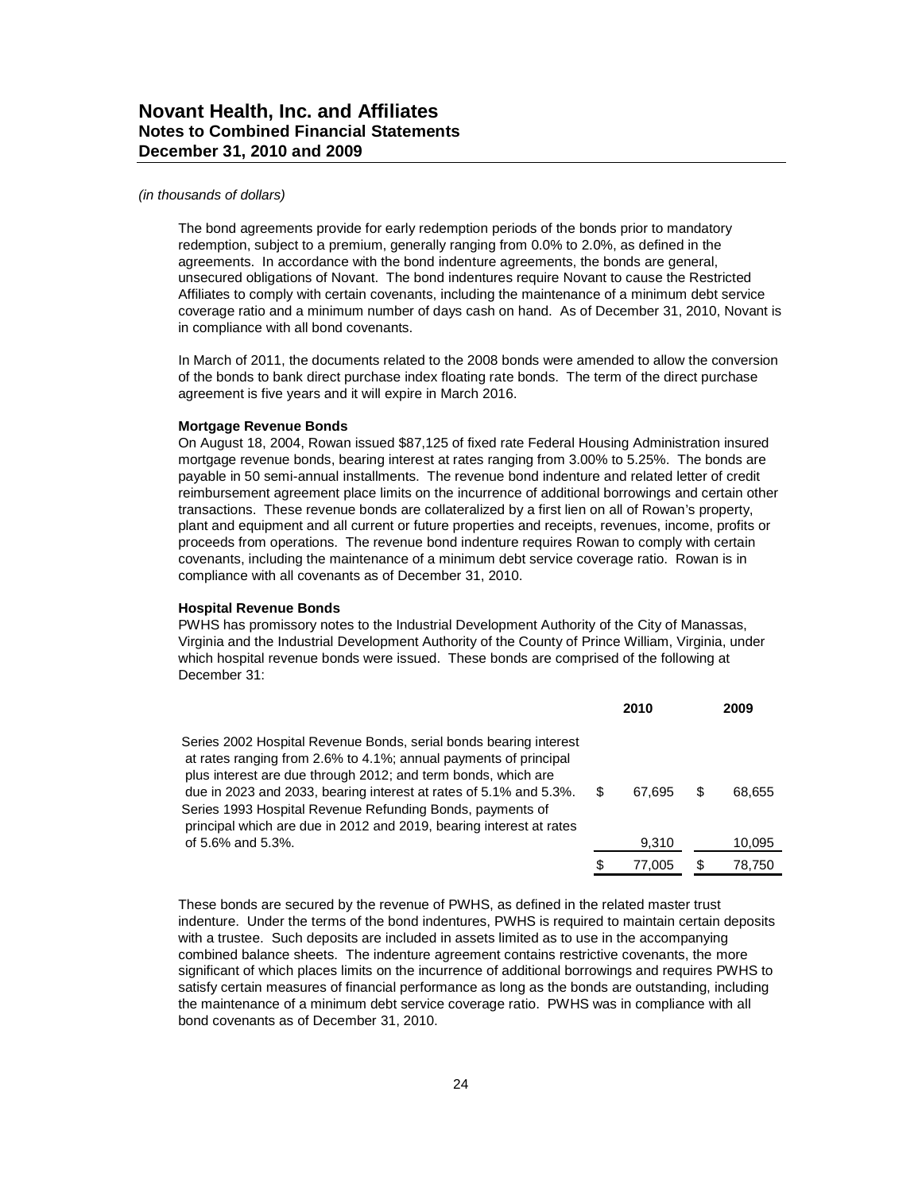*(in thousands of dollars)*

The bond agreements provide for early redemption periods of the bonds prior to mandatory redemption, subject to a premium, generally ranging from 0.0% to 2.0%, as defined in the agreements. In accordance with the bond indenture agreements, the bonds are general, unsecured obligations of Novant. The bond indentures require Novant to cause the Restricted Affiliates to comply with certain covenants, including the maintenance of a minimum debt service coverage ratio and a minimum number of days cash on hand. As of December 31, 2010, Novant is in compliance with all bond covenants.

In March of 2011, the documents related to the 2008 bonds were amended to allow the conversion of the bonds to bank direct purchase index floating rate bonds. The term of the direct purchase agreement is five years and it will expire in March 2016.

**Mortgage Revenue Bonds**

On August 18, 2004, Rowan issued $87,125 of fixed rate Federal Housing Administration insured mortgage revenue bonds, bearing interest at rates ranging from 3.00% to 5.25%. The bonds are payable in 50 semi-annual installments. The revenue bond indenture and related letter of credit reimbursement agreement place limits on the incurrence of additional borrowings and certain other transactions. These revenue bonds are collateralized by a first lien on all of Rowan's property, plant and equipment and all current or future properties and receipts, revenues, income, profits or proceeds from operations. The revenue bond indenture requires Rowan to comply with certain covenants, including the maintenance of a minimum debt service coverage ratio. Rowan is in compliance with all covenants as of December 31, 2010.

**Hospital Revenue Bonds**

PWHS has promissory notes to the Industrial Development Authority of the City of Manassas, Virginia and the Industrial Development Authority of the County of Prince William, Virginia, under which hospital revenue bonds were issued. These bonds are comprised of the following at December 31:

| | 2010 | 2009 |
|---|---|---|
| Series 2002 Hospital Revenue Bonds, serial bonds bearing interest at rates ranging from 2.6% to 4.1%; annual payments of principal plus interest are due through 2012; and term bonds, which are due in 2023 and 2033, bearing interest at rates of 5.1% and 5.3%. | $ 67,695 | $ 68,655 |
| Series 1993 Hospital Revenue Refunding Bonds, payments of principal which are due in 2012 and 2019, bearing interest at rates of 5.6% and 5.3%. | 9,310 | 10,095 |
| | $ 77,005 | $ 78,750 |

These bonds are secured by the revenue of PWHS, as defined in the related master trust indenture. Under the terms of the bond indentures, PWHS is required to maintain certain deposits with a trustee. Such deposits are included in assets limited as to use in the accompanying combined balance sheets. The indenture agreement contains restrictive covenants, the more significant of which places limits on the incurrence of additional borrowings and requires PWHS to satisfy certain measures of financial performance as long as the bonds are outstanding, including the maintenance of a minimum debt service coverage ratio. PWHS was in compliance with all bond covenants as of December 31, 2010.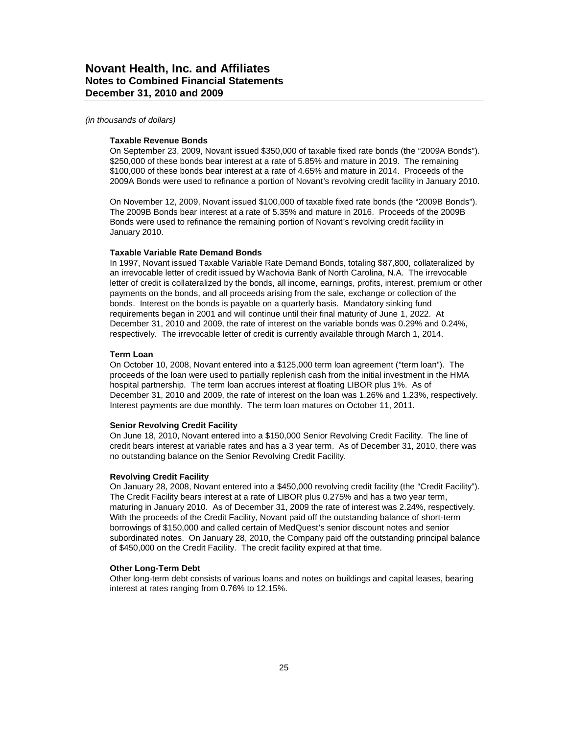*(in thousands of dollars)*

**Taxable Revenue Bonds**

On September 23, 2009, Novant issued $350,000 of taxable fixed rate bonds (the "2009A Bonds"). $250,000 of these bonds bear interest at a rate of 5.85% and mature in 2019. The remaining $100,000 of these bonds bear interest at a rate of 4.65% and mature in 2014. Proceeds of the 2009A Bonds were used to refinance a portion of Novant's revolving credit facility in January 2010.

On November 12, 2009, Novant issued $100,000 of taxable fixed rate bonds (the "2009B Bonds"). The 2009B Bonds bear interest at a rate of 5.35% and mature in 2016. Proceeds of the 2009B Bonds were used to refinance the remaining portion of Novant's revolving credit facility in January 2010.

**Taxable Variable Rate Demand Bonds**

In 1997, Novant issued Taxable Variable Rate Demand Bonds, totaling $87,800, collateralized by an irrevocable letter of credit issued by Wachovia Bank of North Carolina, N.A. The irrevocable letter of credit is collateralized by the bonds, all income, earnings, profits, interest, premium or other payments on the bonds, and all proceeds arising from the sale, exchange or collection of the bonds. Interest on the bonds is payable on a quarterly basis. Mandatory sinking fund requirements began in 2001 and will continue until their final maturity of June 1, 2022. At December 31, 2010 and 2009, the rate of interest on the variable bonds was 0.29% and 0.24%, respectively. The irrevocable letter of credit is currently available through March 1, 2014.

**Term Loan**

On October 10, 2008, Novant entered into a $125,000 term loan agreement ("term loan"). The proceeds of the loan were used to partially replenish cash from the initial investment in the HMA hospital partnership. The term loan accrues interest at floating LIBOR plus 1%. As of December 31, 2010 and 2009, the rate of interest on the loan was 1.26% and 1.23%, respectively. Interest payments are due monthly. The term loan matures on October 11, 2011.

**Senior Revolving Credit Facility**

On June 18, 2010, Novant entered into a $150,000 Senior Revolving Credit Facility. The line of credit bears interest at variable rates and has a 3 year term. As of December 31, 2010, there was no outstanding balance on the Senior Revolving Credit Facility.

**Revolving Credit Facility**

On January 28, 2008, Novant entered into a $450,000 revolving credit facility (the "Credit Facility"). The Credit Facility bears interest at a rate of LIBOR plus 0.275% and has a two year term, maturing in January 2010. As of December 31, 2009 the rate of interest was 2.24%, respectively. With the proceeds of the Credit Facility, Novant paid off the outstanding balance of short-term borrowings of $150,000 and called certain of MedQuest's senior discount notes and senior subordinated notes. On January 28, 2010, the Company paid off the outstanding principal balance of $450,000 on the Credit Facility. The credit facility expired at that time.

**Other Long-Term Debt**

Other long-term debt consists of various loans and notes on buildings and capital leases, bearing interest at rates ranging from 0.76% to 12.15%.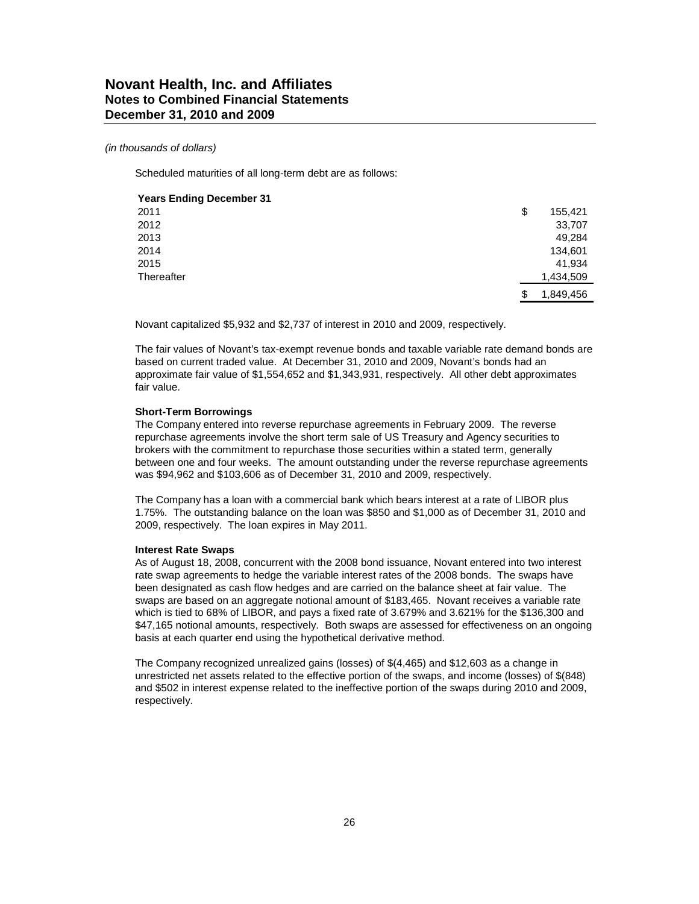# Novant Health, Inc. and Affiliates
## Notes to Combined Financial Statements
## December 31, 2010 and 2009

*(in thousands of dollars)*

Scheduled maturities of all long-term debt are as follows:

| Years Ending December 31 | |
|---|---|
| 2011 | $ 155,421 |
| 2012 | 33,707 |
| 2013 | 49,284 |
| 2014 | 134,601 |
| 2015 | 41,934 |
| Thereafter | 1,434,509 |
| | $ 1,849,456 |

Novant capitalized $5,932 and $2,737 of interest in 2010 and 2009, respectively.

The fair values of Novant's tax-exempt revenue bonds and taxable variable rate demand bonds are based on current traded value. At December 31, 2010 and 2009, Novant's bonds had an approximate fair value of $1,554,652 and $1,343,931, respectively. All other debt approximates fair value.

**Short-Term Borrowings**

The Company entered into reverse repurchase agreements in February 2009. The reverse repurchase agreements involve the short term sale of US Treasury and Agency securities to brokers with the commitment to repurchase those securities within a stated term, generally between one and four weeks. The amount outstanding under the reverse repurchase agreements was $94,962 and $103,606 as of December 31, 2010 and 2009, respectively.

The Company has a loan with a commercial bank which bears interest at a rate of LIBOR plus 1.75%. The outstanding balance on the loan was $850 and $1,000 as of December 31, 2010 and 2009, respectively. The loan expires in May 2011.

**Interest Rate Swaps**

As of August 18, 2008, concurrent with the 2008 bond issuance, Novant entered into two interest rate swap agreements to hedge the variable interest rates of the 2008 bonds. The swaps have been designated as cash flow hedges and are carried on the balance sheet at fair value. The swaps are based on an aggregate notional amount of $183,465. Novant receives a variable rate which is tied to 68% of LIBOR, and pays a fixed rate of 3.679% and 3.621% for the $136,300 and $47,165 notional amounts, respectively. Both swaps are assessed for effectiveness on an ongoing basis at each quarter end using the hypothetical derivative method.

The Company recognized unrealized gains (losses) of $(4,465) and $12,603 as a change in unrestricted net assets related to the effective portion of the swaps, and income (losses) of $(848) and $502 in interest expense related to the ineffective portion of the swaps during 2010 and 2009, respectively.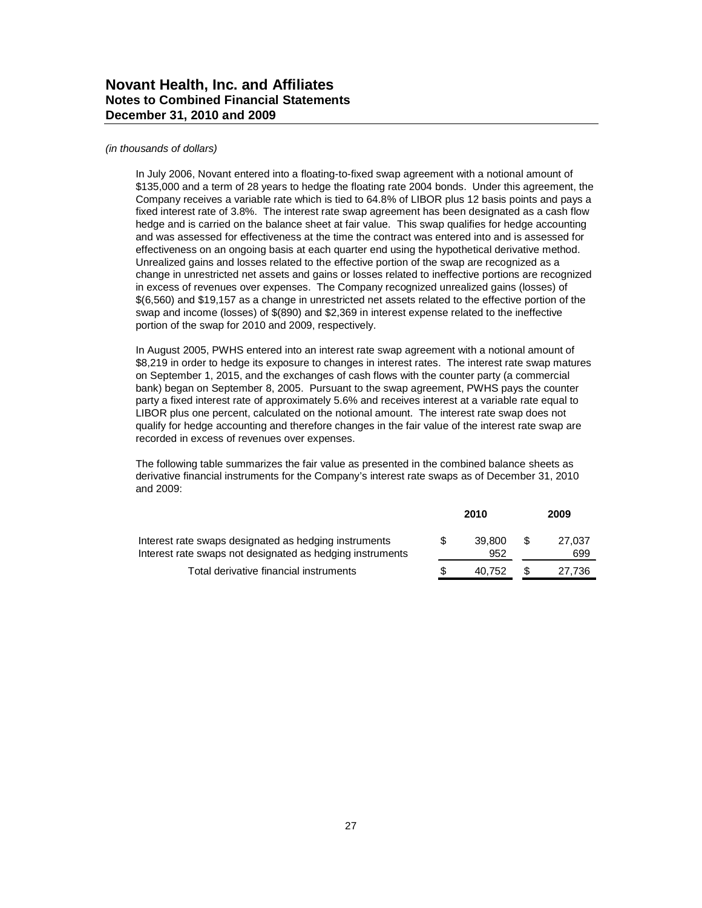*(in thousands of dollars)*

In July 2006, Novant entered into a floating-to-fixed swap agreement with a notional amount of \$135,000 and a term of 28 years to hedge the floating rate 2004 bonds. Under this agreement, the Company receives a variable rate which is tied to 64.8% of LIBOR plus 12 basis points and pays a fixed interest rate of 3.8%. The interest rate swap agreement has been designated as a cash flow hedge and is carried on the balance sheet at fair value. This swap qualifies for hedge accounting and was assessed for effectiveness at the time the contract was entered into and is assessed for effectiveness on an ongoing basis at each quarter end using the hypothetical derivative method. Unrealized gains and losses related to the effective portion of the swap are recognized as a change in unrestricted net assets and gains or losses related to ineffective portions are recognized in excess of revenues over expenses. The Company recognized unrealized gains (losses) of \$(6,560) and \$19,157 as a change in unrestricted net assets related to the effective portion of the swap and income (losses) of \$(890) and \$2,369 in interest expense related to the ineffective portion of the swap for 2010 and 2009, respectively.

In August 2005, PWHS entered into an interest rate swap agreement with a notional amount of \$8,219 in order to hedge its exposure to changes in interest rates. The interest rate swap matures on September 1, 2015, and the exchanges of cash flows with the counter party (a commercial bank) began on September 8, 2005. Pursuant to the swap agreement, PWHS pays the counter party a fixed interest rate of approximately 5.6% and receives interest at a variable rate equal to LIBOR plus one percent, calculated on the notional amount. The interest rate swap does not qualify for hedge accounting and therefore changes in the fair value of the interest rate swap are recorded in excess of revenues over expenses.

The following table summarizes the fair value as presented in the combined balance sheets as derivative financial instruments for the Company's interest rate swaps as of December 31, 2010 and 2009:

| | 2010 | 2009 |
|---|---|---|
| Interest rate swaps designated as hedging instruments | \$ 39,800 | \$ 27,037 |
| Interest rate swaps not designated as hedging instruments | 952 | 699 |
| Total derivative financial instruments | \$ 40,752 | \$ 27,736 |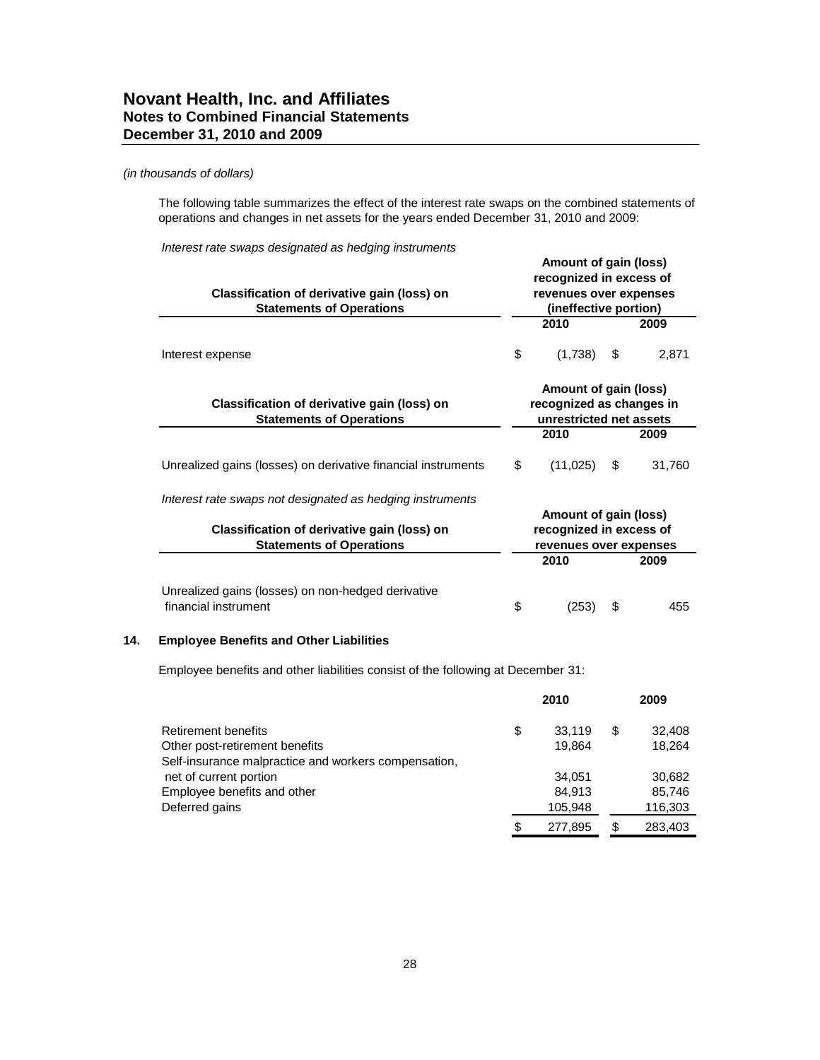*(in thousands of dollars)*

The following table summarizes the effect of the interest rate swaps on the combined statements of operations and changes in net assets for the years ended December 31, 2010 and 2009:

*Interest rate swaps designated as hedging instruments*

| Classification of derivative gain (loss) on Statements of Operations | Amount of gain (loss) recognized in excess of revenues over expenses (ineffective portion) 2010 | 2009 |
|---|---|---|
| Interest expense | $ (1,738) | $ 2,871 |

| Classification of derivative gain (loss) on Statements of Operations | Amount of gain (loss) recognized as changes in unrestricted net assets 2010 | 2009 |
|---|---|---|
| Unrealized gains (losses) on derivative financial instruments | $ (11,025) | $ 31,760 |

*Interest rate swaps not designated as hedging instruments*

| Classification of derivative gain (loss) on Statements of Operations | Amount of gain (loss) recognized in excess of revenues over expenses 2010 | 2009 |
|---|---|---|
| Unrealized gains (losses) on non-hedged derivative financial instrument | $ (253) | $ 455 |

## 14. Employee Benefits and Other Liabilities

Employee benefits and other liabilities consist of the following at December 31:

| | 2010 | 2009 |
|---|---|---|
| Retirement benefits | $ 33,119 | $ 32,408 |
| Other post-retirement benefits | 19,864 | 18,264 |
| Self-insurance malpractice and workers compensation, net of current portion | 34,051 | 30,682 |
| Employee benefits and other | 84,913 | 85,746 |
| Deferred gains | 105,948 | 116,303 |
| | $ 277,895 | $ 283,403 |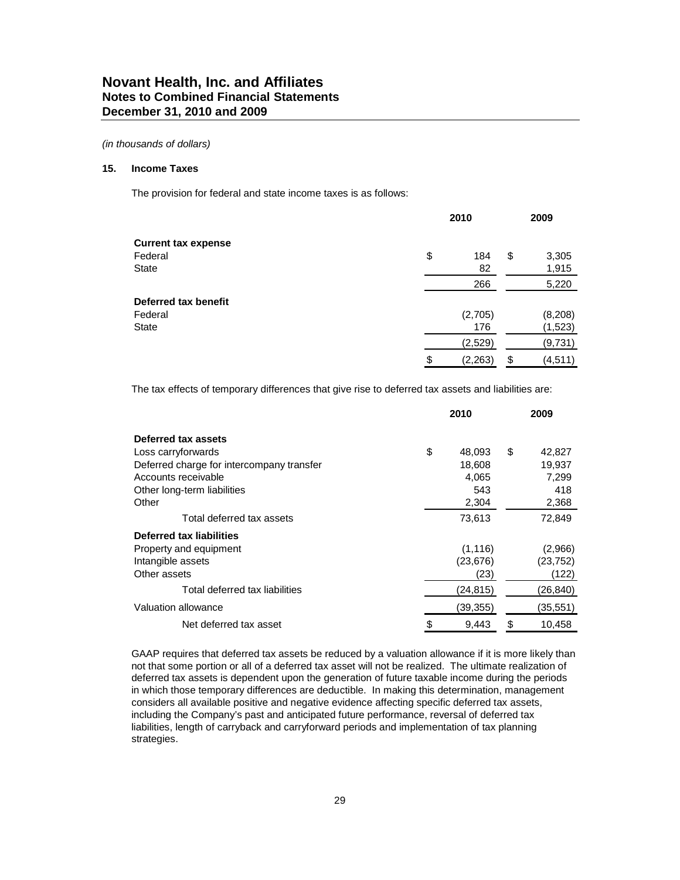# Novant Health, Inc. and Affiliates
## Notes to Combined Financial Statements
## December 31, 2010 and 2009

*(in thousands of dollars)*

### 15. Income Taxes

The provision for federal and state income taxes is as follows:

| | 2010 | 2009 |
|---|---|---|
| **Current tax expense** | | |
| Federal | $ 184 | $ 3,305 |
| State | 82 | 1,915 |
| | 266 | 5,220 |
| **Deferred tax benefit** | | |
| Federal | (2,705) | (8,208) |
| State | 176 | (1,523) |
| | (2,529) | (9,731) |
| | $ (2,263) | $ (4,511) |

The tax effects of temporary differences that give rise to deferred tax assets and liabilities are:

| | 2010 | 2009 |
|---|---|---|
| **Deferred tax assets** | | |
| Loss carryforwards | $ 48,093 | $ 42,827 |
| Deferred charge for intercompany transfer | 18,608 | 19,937 |
| Accounts receivable | 4,065 | 7,299 |
| Other long-term liabilities | 543 | 418 |
| Other | 2,304 | 2,368 |
| Total deferred tax assets | 73,613 | 72,849 |
| **Deferred tax liabilities** | | |
| Property and equipment | (1,116) | (2,966) |
| Intangible assets | (23,676) | (23,752) |
| Other assets | (23) | (122) |
| Total deferred tax liabilities | (24,815) | (26,840) |
| Valuation allowance | (39,355) | (35,551) |
| Net deferred tax asset | $ 9,443 | $ 10,458 |

GAAP requires that deferred tax assets be reduced by a valuation allowance if it is more likely than not that some portion or all of a deferred tax asset will not be realized. The ultimate realization of deferred tax assets is dependent upon the generation of future taxable income during the periods in which those temporary differences are deductible. In making this determination, management considers all available positive and negative evidence affecting specific deferred tax assets, including the Company's past and anticipated future performance, reversal of deferred tax liabilities, length of carryback and carryforward periods and implementation of tax planning strategies.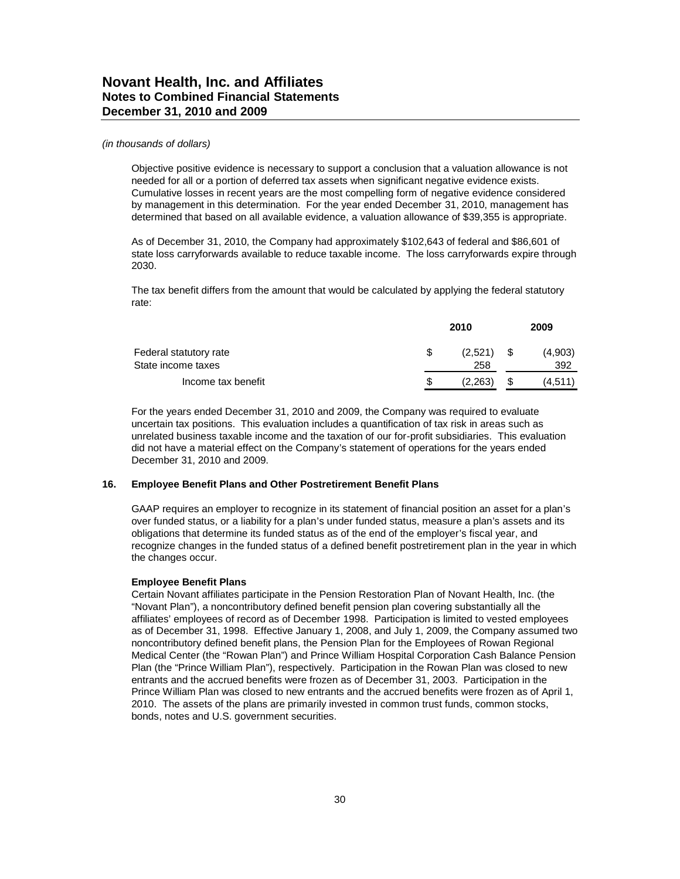*(in thousands of dollars)*

Objective positive evidence is necessary to support a conclusion that a valuation allowance is not needed for all or a portion of deferred tax assets when significant negative evidence exists. Cumulative losses in recent years are the most compelling form of negative evidence considered by management in this determination. For the year ended December 31, 2010, management has determined that based on all available evidence, a valuation allowance of $39,355 is appropriate.

As of December 31, 2010, the Company had approximately $102,643 of federal and $86,601 of state loss carryforwards available to reduce taxable income. The loss carryforwards expire through 2030.

The tax benefit differs from the amount that would be calculated by applying the federal statutory rate:

| | 2010 | 2009 |
|---|---|---|
| Federal statutory rate | $ (2,521) | $ (4,903) |
| State income taxes | 258 | 392 |
| Income tax benefit | $ (2,263) | $ (4,511) |

For the years ended December 31, 2010 and 2009, the Company was required to evaluate uncertain tax positions. This evaluation includes a quantification of tax risk in areas such as unrelated business taxable income and the taxation of our for-profit subsidiaries. This evaluation did not have a material effect on the Company's statement of operations for the years ended December 31, 2010 and 2009.

## 16. Employee Benefit Plans and Other Postretirement Benefit Plans

GAAP requires an employer to recognize in its statement of financial position an asset for a plan's over funded status, or a liability for a plan's under funded status, measure a plan's assets and its obligations that determine its funded status as of the end of the employer's fiscal year, and recognize changes in the funded status of a defined benefit postretirement plan in the year in which the changes occur.

**Employee Benefit Plans**

Certain Novant affiliates participate in the Pension Restoration Plan of Novant Health, Inc. (the "Novant Plan"), a noncontributory defined benefit pension plan covering substantially all the affiliates' employees of record as of December 1998. Participation is limited to vested employees as of December 31, 1998. Effective January 1, 2008, and July 1, 2009, the Company assumed two noncontributory defined benefit plans, the Pension Plan for the Employees of Rowan Regional Medical Center (the "Rowan Plan") and Prince William Hospital Corporation Cash Balance Pension Plan (the "Prince William Plan"), respectively. Participation in the Rowan Plan was closed to new entrants and the accrued benefits were frozen as of December 31, 2003. Participation in the Prince William Plan was closed to new entrants and the accrued benefits were frozen as of April 1, 2010. The assets of the plans are primarily invested in common trust funds, common stocks, bonds, notes and U.S. government securities.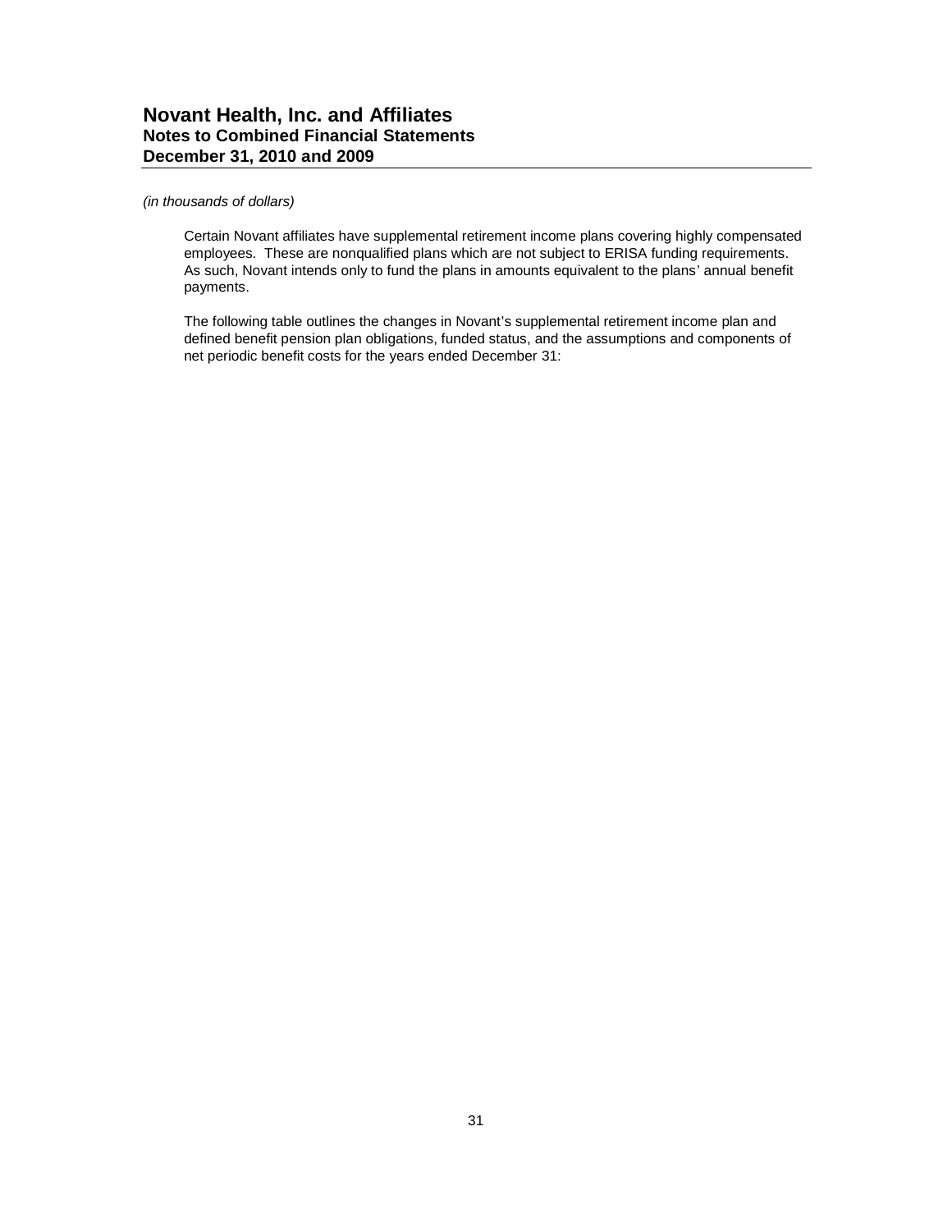*(in thousands of dollars)*

Certain Novant affiliates have supplemental retirement income plans covering highly compensated employees. These are nonqualified plans which are not subject to ERISA funding requirements. As such, Novant intends only to fund the plans in amounts equivalent to the plans' annual benefit payments.

The following table outlines the changes in Novant's supplemental retirement income plan and defined benefit pension plan obligations, funded status, and the assumptions and components of net periodic benefit costs for the years ended December 31: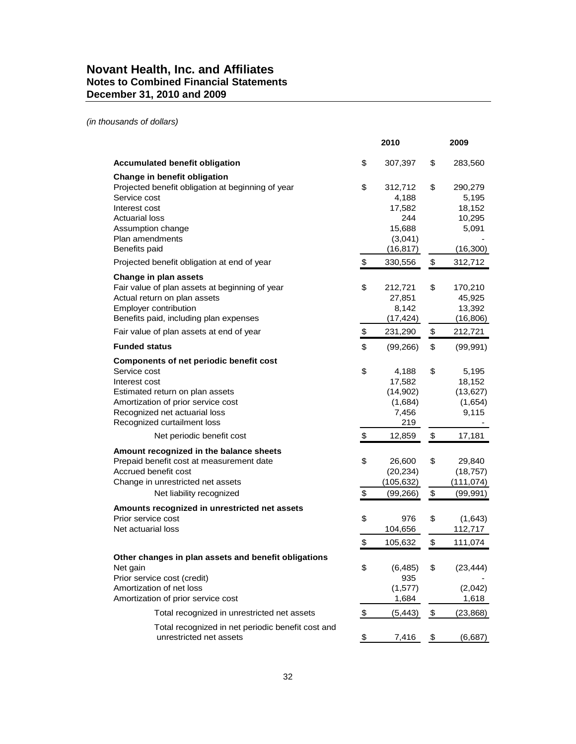# Novant Health, Inc. and Affiliates
## Notes to Combined Financial Statements
## December 31, 2010 and 2009

*(in thousands of dollars)*

| | 2010 | 2009 |
|---|---|---|
| **Accumulated benefit obligation** | $ 307,397 | $ 283,560 |
| **Change in benefit obligation** | | |
| Projected benefit obligation at beginning of year | $ 312,712 | $ 290,279 |
| Service cost | 4,188 | 5,195 |
| Interest cost | 17,582 | 18,152 |
| Actuarial loss | 244 | 10,295 |
| Assumption change | 15,688 | 5,091 |
| Plan amendments | (3,041) | - |
| Benefits paid | (16,817) | (16,300) |
| Projected benefit obligation at end of year | $ 330,556 | $ 312,712 |
| **Change in plan assets** | | |
| Fair value of plan assets at beginning of year | $ 212,721 | $ 170,210 |
| Actual return on plan assets | 27,851 | 45,925 |
| Employer contribution | 8,142 | 13,392 |
| Benefits paid, including plan expenses | (17,424) | (16,806) |
| Fair value of plan assets at end of year | $ 231,290 | $ 212,721 |
| **Funded status** | $ (99,266) | $ (99,991) |
| **Components of net periodic benefit cost** | | |
| Service cost | $ 4,188 | $ 5,195 |
| Interest cost | 17,582 | 18,152 |
| Estimated return on plan assets | (14,902) | (13,627) |
| Amortization of prior service cost | (1,684) | (1,654) |
| Recognized net actuarial loss | 7,456 | 9,115 |
| Recognized curtailment loss | 219 | - |
| Net periodic benefit cost | $ 12,859 | $ 17,181 |
| **Amount recognized in the balance sheets** | | |
| Prepaid benefit cost at measurement date | $ 26,600 | $ 29,840 |
| Accrued benefit cost | (20,234) | (18,757) |
| Change in unrestricted net assets | (105,632) | (111,074) |
| Net liability recognized | $ (99,266) | $ (99,991) |
| **Amounts recognized in unrestricted net assets** | | |
| Prior service cost | $ 976 | $ (1,643) |
| Net actuarial loss | 104,656 | 112,717 |
| | $ 105,632 | $ 111,074 |
| **Other changes in plan assets and benefit obligations** | | |
| Net gain | $ (6,485) | $ (23,444) |
| Prior service cost (credit) | 935 | - |
| Amortization of net loss | (1,577) | (2,042) |
| Amortization of prior service cost | 1,684 | 1,618 |
| Total recognized in unrestricted net assets | $ (5,443) | $ (23,868) |
| Total recognized in net periodic benefit cost and unrestricted net assets | $ 7,416 | $ (6,687) |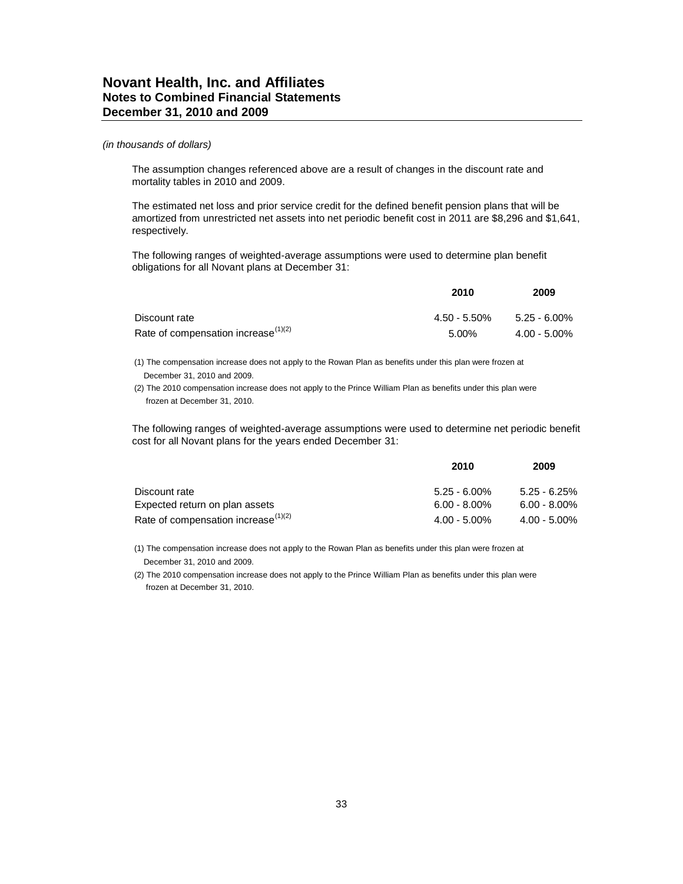*(in thousands of dollars)*

The assumption changes referenced above are a result of changes in the discount rate and mortality tables in 2010 and 2009.

The estimated net loss and prior service credit for the defined benefit pension plans that will be amortized from unrestricted net assets into net periodic benefit cost in 2011 are $8,296 and $1,641, respectively.

The following ranges of weighted-average assumptions were used to determine plan benefit obligations for all Novant plans at December 31:

| | 2010 | 2009 |
|---|---|---|
| Discount rate | 4.50 - 5.50% | 5.25 - 6.00% |
| Rate of compensation increase (1)(2) | 5.00% | 4.00 - 5.00% |

(1) The compensation increase does not apply to the Rowan Plan as benefits under this plan were frozen at December 31, 2010 and 2009.

(2) The 2010 compensation increase does not apply to the Prince William Plan as benefits under this plan were frozen at December 31, 2010.

The following ranges of weighted-average assumptions were used to determine net periodic benefit cost for all Novant plans for the years ended December 31:

| | 2010 | 2009 |
|---|---|---|
| Discount rate | 5.25 - 6.00% | 5.25 - 6.25% |
| Expected return on plan assets | 6.00 - 8.00% | 6.00 - 8.00% |
| Rate of compensation increase (1)(2) | 4.00 - 5.00% | 4.00 - 5.00% |

(1) The compensation increase does not apply to the Rowan Plan as benefits under this plan were frozen at December 31, 2010 and 2009.

(2) The 2010 compensation increase does not apply to the Prince William Plan as benefits under this plan were frozen at December 31, 2010.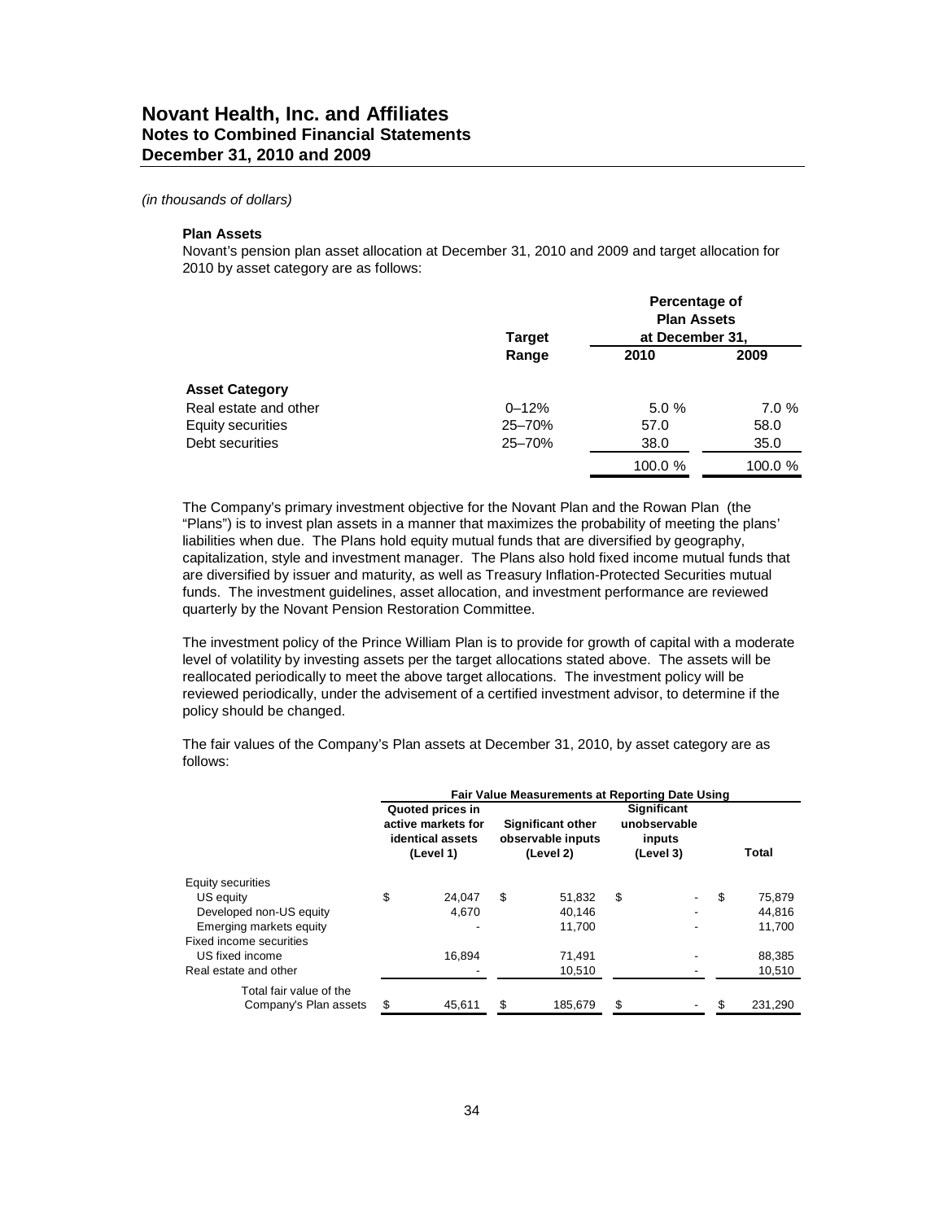*(in thousands of dollars)*

**Plan Assets**

Novant's pension plan asset allocation at December 31, 2010 and 2009 and target allocation for 2010 by asset category are as follows:

| | Target Range | Percentage of Plan Assets at December 31, 2010 | 2009 |
|---|---|---|---|
| **Asset Category** | | | |
| Real estate and other | 0–12% | 5.0 % | 7.0 % |
| Equity securities | 25–70% | 57.0 | 58.0 |
| Debt securities | 25–70% | 38.0 | 35.0 |
| | | 100.0 % | 100.0 % |

The Company's primary investment objective for the Novant Plan and the Rowan Plan (the "Plans") is to invest plan assets in a manner that maximizes the probability of meeting the plans' liabilities when due. The Plans hold equity mutual funds that are diversified by geography, capitalization, style and investment manager. The Plans also hold fixed income mutual funds that are diversified by issuer and maturity, as well as Treasury Inflation-Protected Securities mutual funds. The investment guidelines, asset allocation, and investment performance are reviewed quarterly by the Novant Pension Restoration Committee.

The investment policy of the Prince William Plan is to provide for growth of capital with a moderate level of volatility by investing assets per the target allocations stated above. The assets will be reallocated periodically to meet the above target allocations. The investment policy will be reviewed periodically, under the advisement of a certified investment advisor, to determine if the policy should be changed.

The fair values of the Company's Plan assets at December 31, 2010, by asset category are as follows:

| | Fair Value Measurements at Reporting Date Using | | | |
|---|---|---|---|---|
| | Quoted prices in active markets for identical assets (Level 1) | Significant other observable inputs (Level 2) | Significant unobservable inputs (Level 3) | Total |
| Equity securities | | | | |
| US equity | $ 24,047 | $ 51,832 | $ - | $ 75,879 |
| Developed non-US equity | 4,670 | 40,146 | - | 44,816 |
| Emerging markets equity | - | 11,700 | - | 11,700 |
| Fixed income securities | | | | |
| US fixed income | 16,894 | 71,491 | - | 88,385 |
| Real estate and other | - | 10,510 | - | 10,510 |
| Total fair value of the Company's Plan assets | $ 45,611 | $ 185,679 | $ - | $ 231,290 |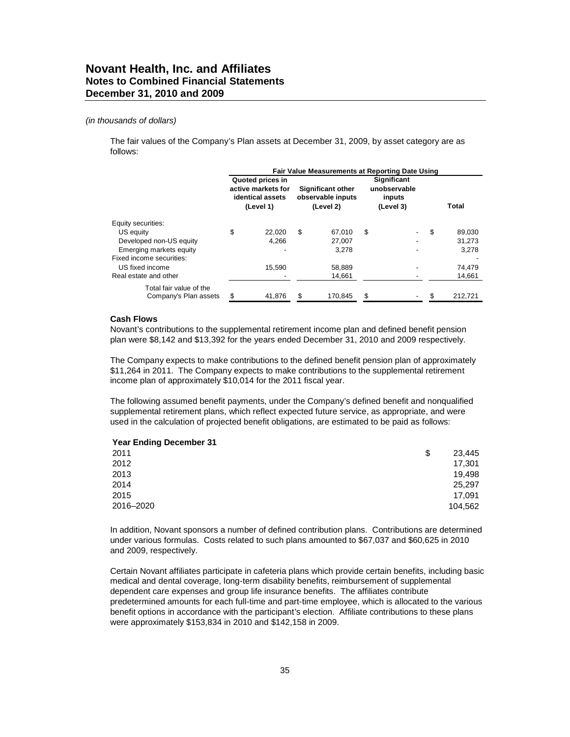*(in thousands of dollars)*

The fair values of the Company's Plan assets at December 31, 2009, by asset category are as follows:

| | Fair Value Measurements at Reporting Date Using | | | |
|---|---|---|---|---|
| | Quoted prices in active markets for identical assets (Level 1) | Significant other observable inputs (Level 2) | Significant unobservable inputs (Level 3) | Total |
| Equity securities: | | | | |
| US equity | $ 22,020 | $ 67,010 | $ - | $ 89,030 |
| Developed non-US equity | 4,266 | 27,007 | - | 31,273 |
| Emerging markets equity | - | 3,278 | - | 3,278 |
| Fixed income securities: | | | | - |
| US fixed income | 15,590 | 58,889 | - | 74,479 |
| Real estate and other | - | 14,661 | - | 14,661 |
| Total fair value of the Company's Plan assets | $ 41,876 | $ 170,845 | $ - | $ 212,721 |

**Cash Flows**

Novant's contributions to the supplemental retirement income plan and defined benefit pension plan were $8,142 and $13,392 for the years ended December 31, 2010 and 2009 respectively.

The Company expects to make contributions to the defined benefit pension plan of approximately $11,264 in 2011. The Company expects to make contributions to the supplemental retirement income plan of approximately $10,014 for the 2011 fiscal year.

The following assumed benefit payments, under the Company's defined benefit and nonqualified supplemental retirement plans, which reflect expected future service, as appropriate, and were used in the calculation of projected benefit obligations, are estimated to be paid as follows:

| Year Ending December 31 | |
|---|---|
| 2011 | $ 23,445 |
| 2012 | 17,301 |
| 2013 | 19,498 |
| 2014 | 25,297 |
| 2015 | 17,091 |
| 2016–2020 | 104,562 |

In addition, Novant sponsors a number of defined contribution plans. Contributions are determined under various formulas. Costs related to such plans amounted to $67,037 and $60,625 in 2010 and 2009, respectively.

Certain Novant affiliates participate in cafeteria plans which provide certain benefits, including basic medical and dental coverage, long-term disability benefits, reimbursement of supplemental dependent care expenses and group life insurance benefits. The affiliates contribute predetermined amounts for each full-time and part-time employee, which is allocated to the various benefit options in accordance with the participant's election. Affiliate contributions to these plans were approximately $153,834 in 2010 and $142,158 in 2009.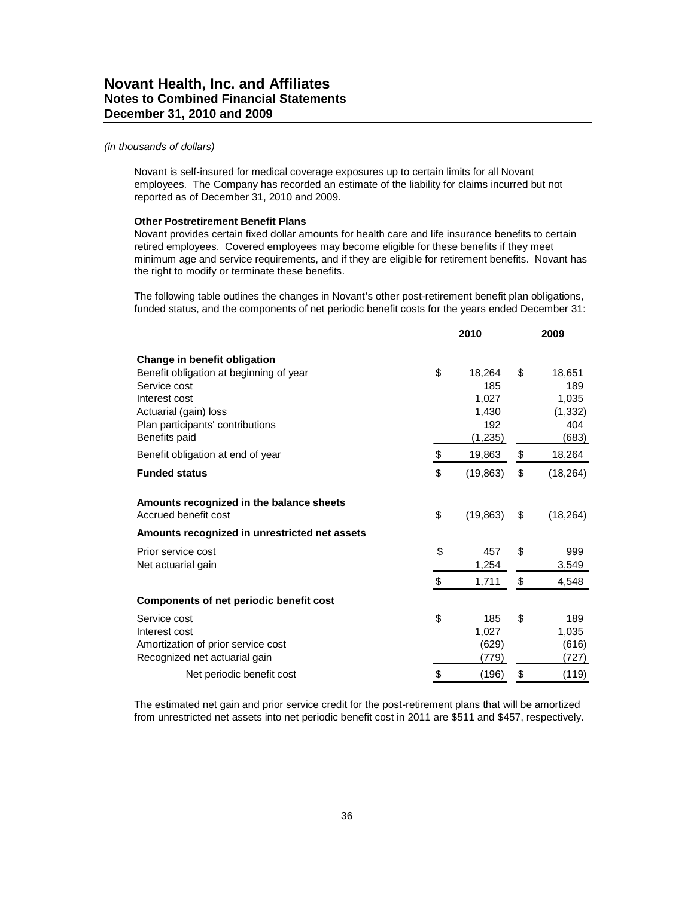# Novant Health, Inc. and Affiliates
## Notes to Combined Financial Statements
## December 31, 2010 and 2009

*(in thousands of dollars)*

Novant is self-insured for medical coverage exposures up to certain limits for all Novant employees. The Company has recorded an estimate of the liability for claims incurred but not reported as of December 31, 2010 and 2009.

**Other Postretirement Benefit Plans**

Novant provides certain fixed dollar amounts for health care and life insurance benefits to certain retired employees. Covered employees may become eligible for these benefits if they meet minimum age and service requirements, and if they are eligible for retirement benefits. Novant has the right to modify or terminate these benefits.

The following table outlines the changes in Novant's other post-retirement benefit plan obligations, funded status, and the components of net periodic benefit costs for the years ended December 31:

| | 2010 | 2009 |
|---|---|---|
| **Change in benefit obligation** | | |
| Benefit obligation at beginning of year | $ 18,264 | $ 18,651 |
| Service cost | 185 | 189 |
| Interest cost | 1,027 | 1,035 |
| Actuarial (gain) loss | 1,430 | (1,332) |
| Plan participants' contributions | 192 | 404 |
| Benefits paid | (1,235) | (683) |
| Benefit obligation at end of year | $ 19,863 | $ 18,264 |
| **Funded status** | $ (19,863) | $ (18,264) |
| **Amounts recognized in the balance sheets** | | |
| Accrued benefit cost | $ (19,863) | $ (18,264) |
| **Amounts recognized in unrestricted net assets** | | |
| Prior service cost | $ 457 | $ 999 |
| Net actuarial gain | 1,254 | 3,549 |
| | $ 1,711 | $ 4,548 |
| **Components of net periodic benefit cost** | | |
| Service cost | $ 185 | $ 189 |
| Interest cost | 1,027 | 1,035 |
| Amortization of prior service cost | (629) | (616) |
| Recognized net actuarial gain | (779) | (727) |
| Net periodic benefit cost | $ (196) | $ (119) |

The estimated net gain and prior service credit for the post-retirement plans that will be amortized from unrestricted net assets into net periodic benefit cost in 2011 are $511 and $457, respectively.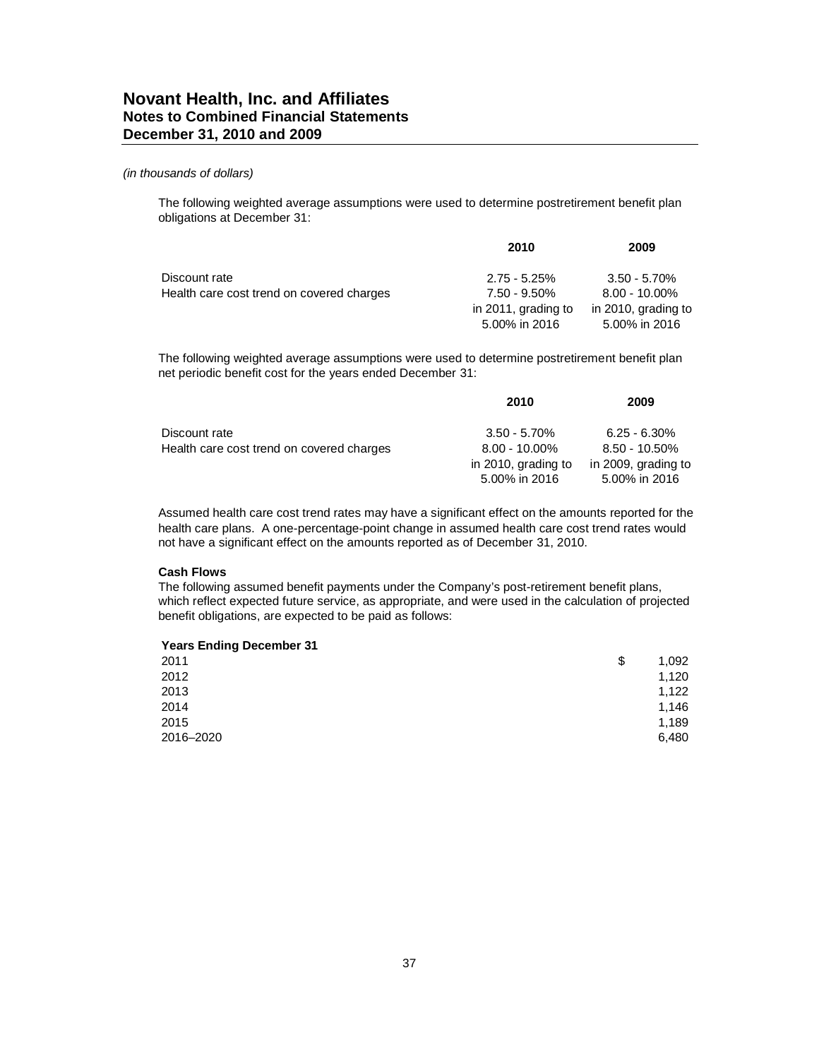*(in thousands of dollars)*

The following weighted average assumptions were used to determine postretirement benefit plan obligations at December 31:

| | 2010 | 2009 |
|---|---|---|
| Discount rate | 2.75 - 5.25% | 3.50 - 5.70% |
| Health care cost trend on covered charges | 7.50 - 9.50% in 2011, grading to 5.00% in 2016 | 8.00 - 10.00% in 2010, grading to 5.00% in 2016 |

The following weighted average assumptions were used to determine postretirement benefit plan net periodic benefit cost for the years ended December 31:

| | 2010 | 2009 |
|---|---|---|
| Discount rate | 3.50 - 5.70% | 6.25 - 6.30% |
| Health care cost trend on covered charges | 8.00 - 10.00% in 2010, grading to 5.00% in 2016 | 8.50 - 10.50% in 2009, grading to 5.00% in 2016 |

Assumed health care cost trend rates may have a significant effect on the amounts reported for the health care plans. A one-percentage-point change in assumed health care cost trend rates would not have a significant effect on the amounts reported as of December 31, 2010.

**Cash Flows**

The following assumed benefit payments under the Company's post-retirement benefit plans, which reflect expected future service, as appropriate, and were used in the calculation of projected benefit obligations, are expected to be paid as follows:

| Years Ending December 31 | |
|---|---|
| 2011 | $ 1,092 |
| 2012 | 1,120 |
| 2013 | 1,122 |
| 2014 | 1,146 |
| 2015 | 1,189 |
| 2016–2020 | 6,480 |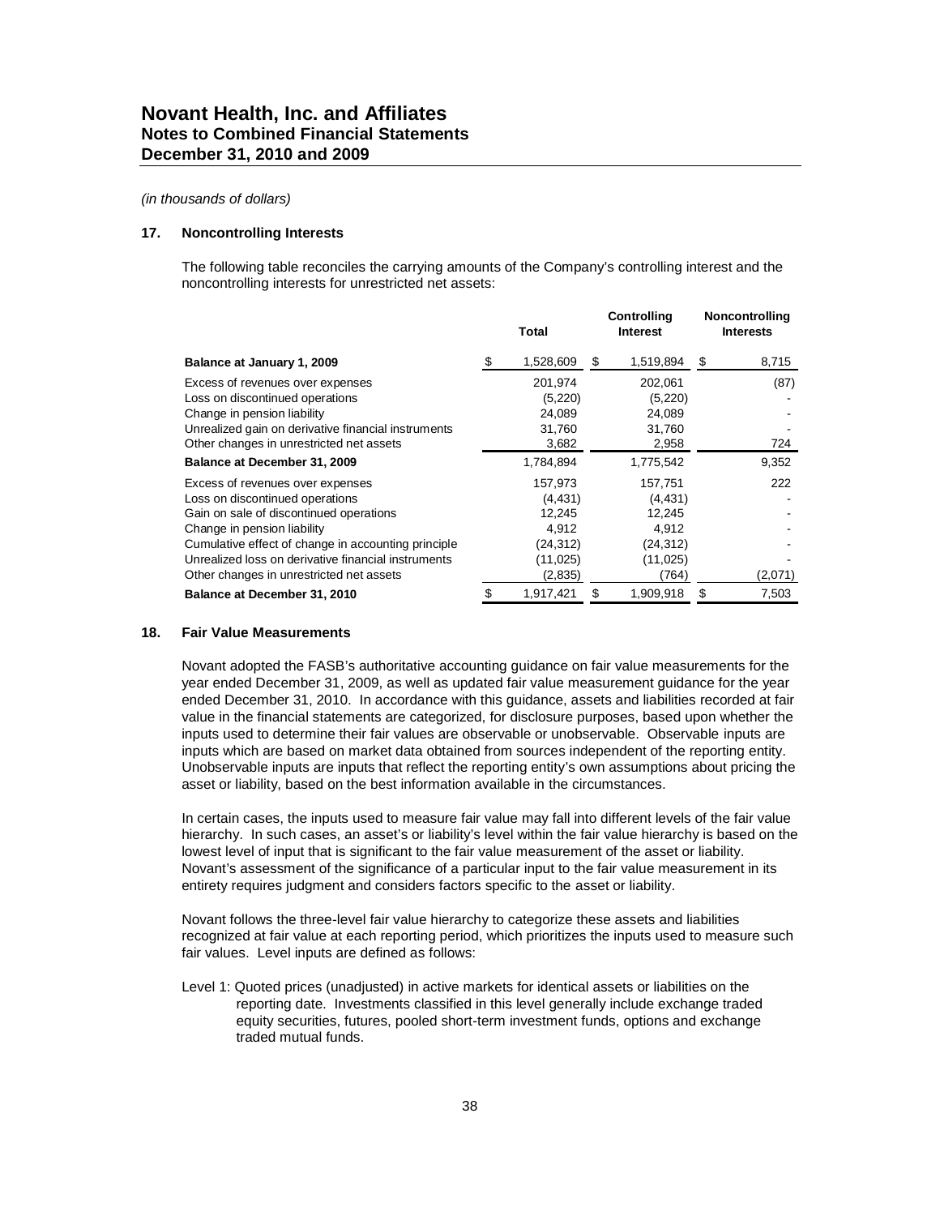**Novant Health, Inc. and Affiliates**
**Notes to Combined Financial Statements**
**December 31, 2010 and 2009**

*(in thousands of dollars)*

## 17. Noncontrolling Interests

The following table reconciles the carrying amounts of the Company's controlling interest and the noncontrolling interests for unrestricted net assets:

| | Total | Controlling Interest | Noncontrolling Interests |
|---|---|---|---|
| **Balance at January 1, 2009** | $ 1,528,609 | $ 1,519,894 | $ 8,715 |
| Excess of revenues over expenses | 201,974 | 202,061 | (87) |
| Loss on discontinued operations | (5,220) | (5,220) | - |
| Change in pension liability | 24,089 | 24,089 | - |
| Unrealized gain on derivative financial instruments | 31,760 | 31,760 | - |
| Other changes in unrestricted net assets | 3,682 | 2,958 | 724 |
| **Balance at December 31, 2009** | 1,784,894 | 1,775,542 | 9,352 |
| Excess of revenues over expenses | 157,973 | 157,751 | 222 |
| Loss on discontinued operations | (4,431) | (4,431) | - |
| Gain on sale of discontinued operations | 12,245 | 12,245 | - |
| Change in pension liability | 4,912 | 4,912 | - |
| Cumulative effect of change in accounting principle | (24,312) | (24,312) | - |
| Unrealized loss on derivative financial instruments | (11,025) | (11,025) | - |
| Other changes in unrestricted net assets | (2,835) | (764) | (2,071) |
| **Balance at December 31, 2010** | $ 1,917,421 | $ 1,909,918 | $ 7,503 |

## 18. Fair Value Measurements

Novant adopted the FASB's authoritative accounting guidance on fair value measurements for the year ended December 31, 2009, as well as updated fair value measurement guidance for the year ended December 31, 2010. In accordance with this guidance, assets and liabilities recorded at fair value in the financial statements are categorized, for disclosure purposes, based upon whether the inputs used to determine their fair values are observable or unobservable. Observable inputs are inputs which are based on market data obtained from sources independent of the reporting entity. Unobservable inputs are inputs that reflect the reporting entity's own assumptions about pricing the asset or liability, based on the best information available in the circumstances.

In certain cases, the inputs used to measure fair value may fall into different levels of the fair value hierarchy. In such cases, an asset's or liability's level within the fair value hierarchy is based on the lowest level of input that is significant to the fair value measurement of the asset or liability. Novant's assessment of the significance of a particular input to the fair value measurement in its entirety requires judgment and considers factors specific to the asset or liability.

Novant follows the three-level fair value hierarchy to categorize these assets and liabilities recognized at fair value at each reporting period, which prioritizes the inputs used to measure such fair values. Level inputs are defined as follows:

Level 1: Quoted prices (unadjusted) in active markets for identical assets or liabilities on the reporting date. Investments classified in this level generally include exchange traded equity securities, futures, pooled short-term investment funds, options and exchange traded mutual funds.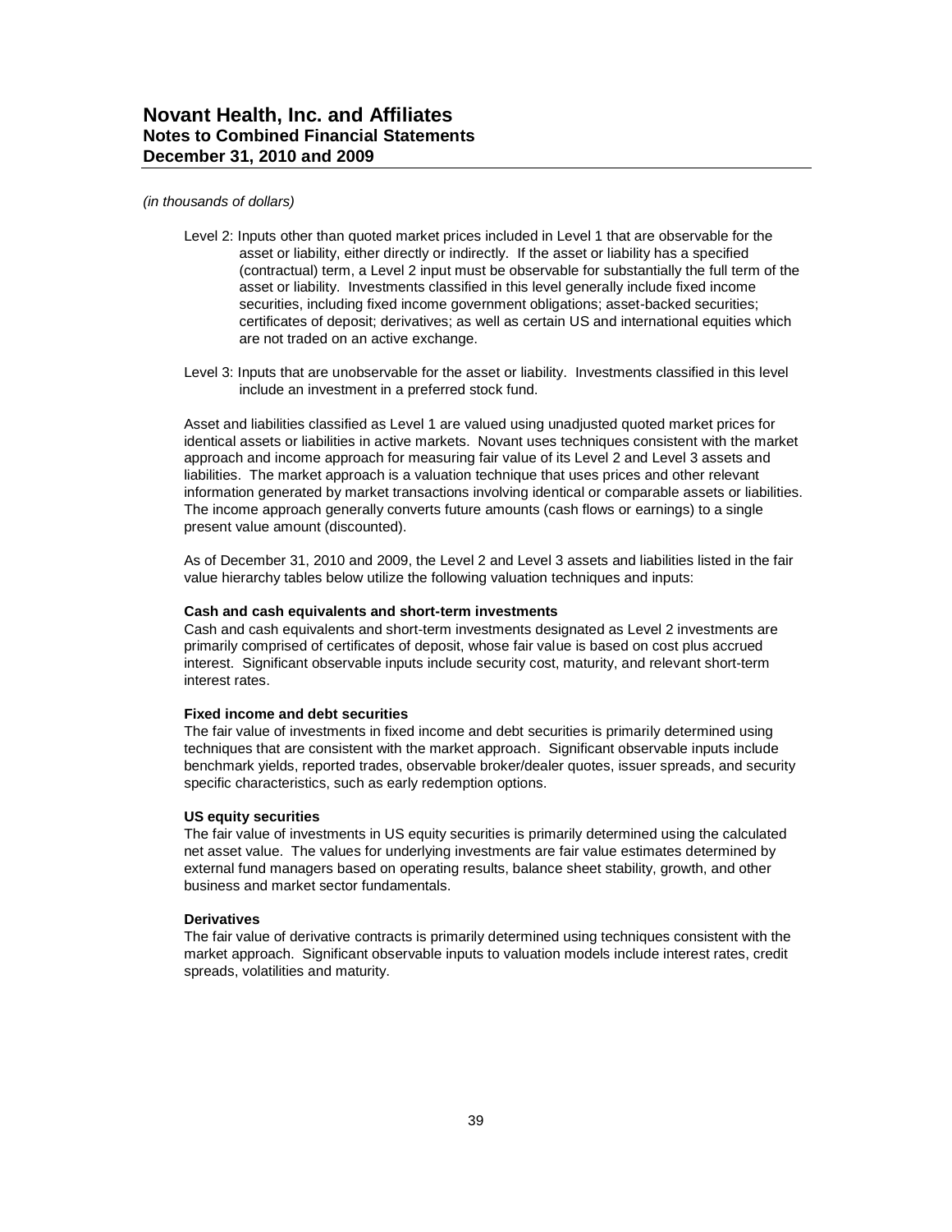*(in thousands of dollars)*

Level 2: Inputs other than quoted market prices included in Level 1 that are observable for the asset or liability, either directly or indirectly. If the asset or liability has a specified (contractual) term, a Level 2 input must be observable for substantially the full term of the asset or liability. Investments classified in this level generally include fixed income securities, including fixed income government obligations; asset-backed securities; certificates of deposit; derivatives; as well as certain US and international equities which are not traded on an active exchange.

Level 3: Inputs that are unobservable for the asset or liability. Investments classified in this level include an investment in a preferred stock fund.

Asset and liabilities classified as Level 1 are valued using unadjusted quoted market prices for identical assets or liabilities in active markets. Novant uses techniques consistent with the market approach and income approach for measuring fair value of its Level 2 and Level 3 assets and liabilities. The market approach is a valuation technique that uses prices and other relevant information generated by market transactions involving identical or comparable assets or liabilities. The income approach generally converts future amounts (cash flows or earnings) to a single present value amount (discounted).

As of December 31, 2010 and 2009, the Level 2 and Level 3 assets and liabilities listed in the fair value hierarchy tables below utilize the following valuation techniques and inputs:

**Cash and cash equivalents and short-term investments**
Cash and cash equivalents and short-term investments designated as Level 2 investments are primarily comprised of certificates of deposit, whose fair value is based on cost plus accrued interest. Significant observable inputs include security cost, maturity, and relevant short-term interest rates.

**Fixed income and debt securities**
The fair value of investments in fixed income and debt securities is primarily determined using techniques that are consistent with the market approach. Significant observable inputs include benchmark yields, reported trades, observable broker/dealer quotes, issuer spreads, and security specific characteristics, such as early redemption options.

**US equity securities**
The fair value of investments in US equity securities is primarily determined using the calculated net asset value. The values for underlying investments are fair value estimates determined by external fund managers based on operating results, balance sheet stability, growth, and other business and market sector fundamentals.

**Derivatives**
The fair value of derivative contracts is primarily determined using techniques consistent with the market approach. Significant observable inputs to valuation models include interest rates, credit spreads, volatilities and maturity.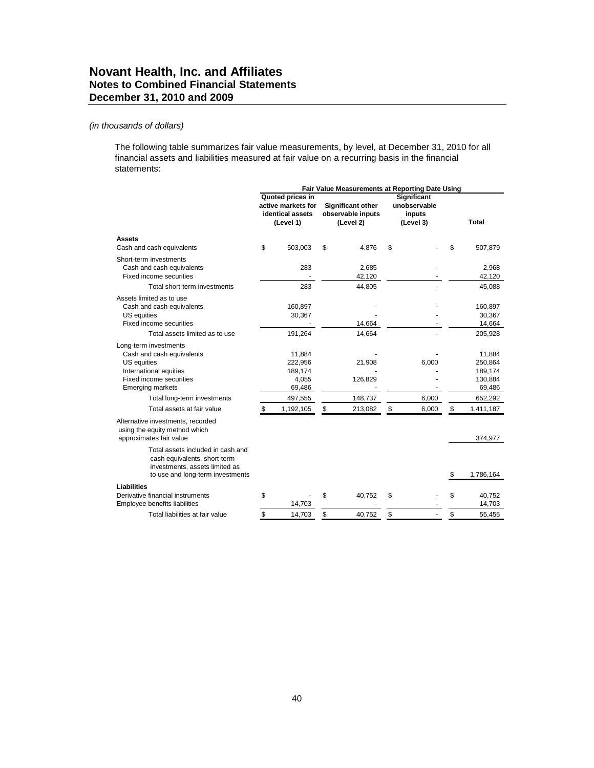# Novant Health, Inc. and Affiliates
## Notes to Combined Financial Statements
## December 31, 2010 and 2009

*(in thousands of dollars)*

The following table summarizes fair value measurements, by level, at December 31, 2010 for all financial assets and liabilities measured at fair value on a recurring basis in the financial statements:

| | Fair Value Measurements at Reporting Date Using | | | |
|---|---|---|---|---|
| | Quoted prices in active markets for identical assets (Level 1) | Significant other observable inputs (Level 2) | Significant unobservable inputs (Level 3) | Total |
| **Assets** | | | | |
| Cash and cash equivalents | $ 503,003 | $ 4,876 | $ - | $ 507,879 |
| Short-term investments | | | | |
| Cash and cash equivalents | 283 | 2,685 | - | 2,968 |
| Fixed income securities | - | 42,120 | - | 42,120 |
| Total short-term investments | 283 | 44,805 | - | 45,088 |
| Assets limited as to use | | | | |
| Cash and cash equivalents | 160,897 | - | - | 160,897 |
| US equities | 30,367 | - | - | 30,367 |
| Fixed income securities | - | 14,664 | - | 14,664 |
| Total assets limited as to use | 191,264 | 14,664 | - | 205,928 |
| Long-term investments | | | | |
| Cash and cash equivalents | 11,884 | - | - | 11,884 |
| US equities | 222,956 | 21,908 | 6,000 | 250,864 |
| International equities | 189,174 | - | - | 189,174 |
| Fixed income securities | 4,055 | 126,829 | - | 130,884 |
| Emerging markets | 69,486 | - | - | 69,486 |
| Total long-term investments | 497,555 | 148,737 | 6,000 | 652,292 |
| Total assets at fair value | $ 1,192,105 | $ 213,082 | $ 6,000 | $ 1,411,187 |
| Alternative investments, recorded using the equity method which approximates fair value | | | | 374,977 |
| Total assets included in cash and cash equivalents, short-term investments, assets limited as to use and long-term investments | | | | $ 1,786,164 |
| **Liabilities** | | | | |
| Derivative financial instruments | $ - | $ 40,752 | $ - | $ 40,752 |
| Employee benefits liabilities | 14,703 | - | - | 14,703 |
| Total liabilities at fair value | $ 14,703 | $ 40,752 | $ - | $ 55,455 |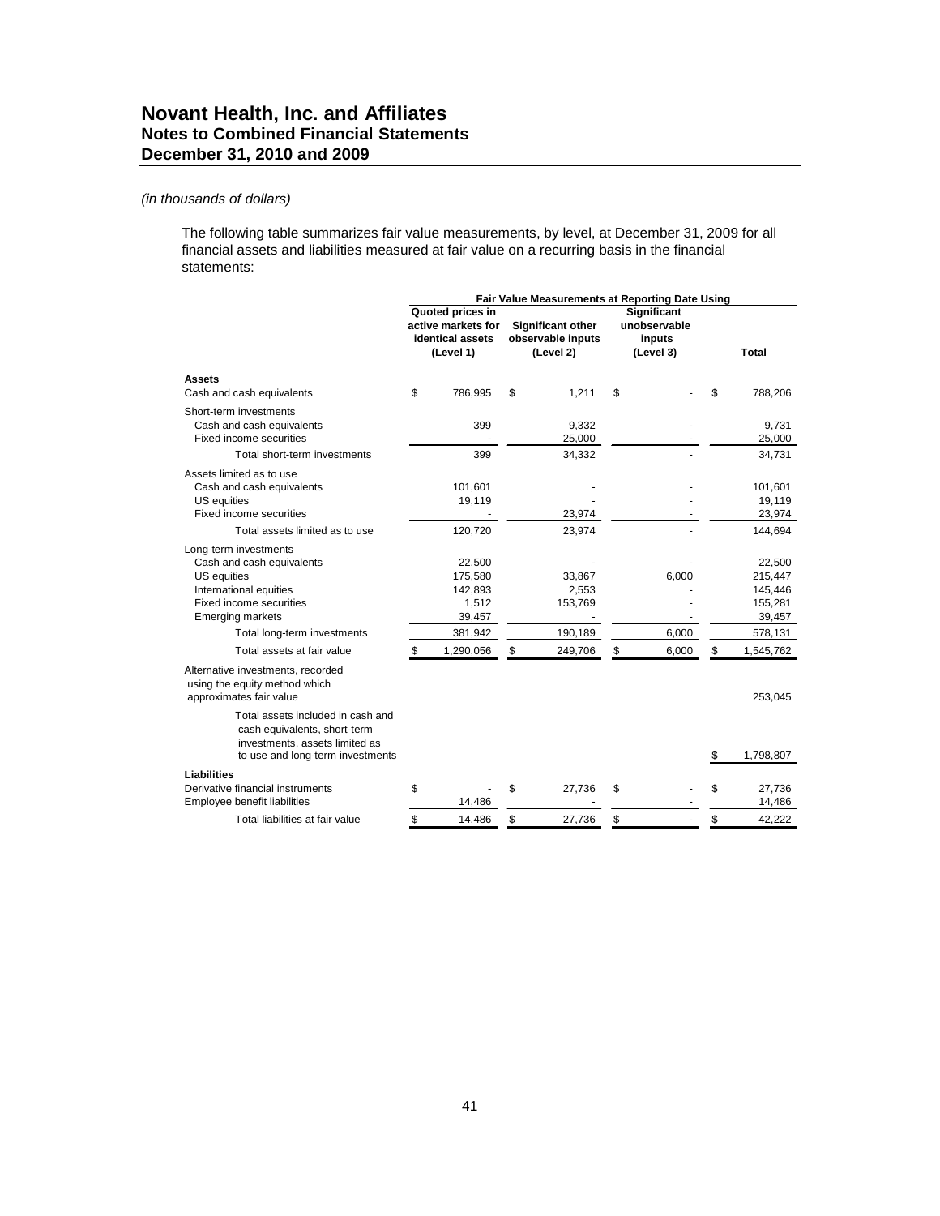# Novant Health, Inc. and Affiliates
## Notes to Combined Financial Statements
## December 31, 2010 and 2009

*(in thousands of dollars)*

The following table summarizes fair value measurements, by level, at December 31, 2009 for all financial assets and liabilities measured at fair value on a recurring basis in the financial statements:

| | Fair Value Measurements at Reporting Date Using | | | |
|---|---|---|---|---|
| | Quoted prices in active markets for identical assets (Level 1) | Significant other observable inputs (Level 2) | Significant unobservable inputs (Level 3) | Total |
| **Assets** | | | | |
| Cash and cash equivalents | $ 786,995 | $ 1,211 | $ - | $ 788,206 |
| Short-term investments | | | | |
| Cash and cash equivalents | 399 | 9,332 | - | 9,731 |
| Fixed income securities | - | 25,000 | - | 25,000 |
| Total short-term investments | 399 | 34,332 | - | 34,731 |
| Assets limited as to use | | | | |
| Cash and cash equivalents | 101,601 | - | - | 101,601 |
| US equities | 19,119 | - | - | 19,119 |
| Fixed income securities | - | 23,974 | - | 23,974 |
| Total assets limited as to use | 120,720 | 23,974 | - | 144,694 |
| Long-term investments | | | | |
| Cash and cash equivalents | 22,500 | - | - | 22,500 |
| US equities | 175,580 | 33,867 | 6,000 | 215,447 |
| International equities | 142,893 | 2,553 | - | 145,446 |
| Fixed income securities | 1,512 | 153,769 | - | 155,281 |
| Emerging markets | 39,457 | - | - | 39,457 |
| Total long-term investments | 381,942 | 190,189 | 6,000 | 578,131 |
| Total assets at fair value | $ 1,290,056 | $ 249,706 | $ 6,000 | $ 1,545,762 |
| Alternative investments, recorded using the equity method which approximates fair value | | | | 253,045 |
| Total assets included in cash and cash equivalents, short-term investments, assets limited as to use and long-term investments | | | | $ 1,798,807 |
| **Liabilities** | | | | |
| Derivative financial instruments | $ - | $ 27,736 | $ - | $ 27,736 |
| Employee benefit liabilities | 14,486 | - | - | 14,486 |
| Total liabilities at fair value | $ 14,486 | $ 27,736 | $ - | $ 42,222 |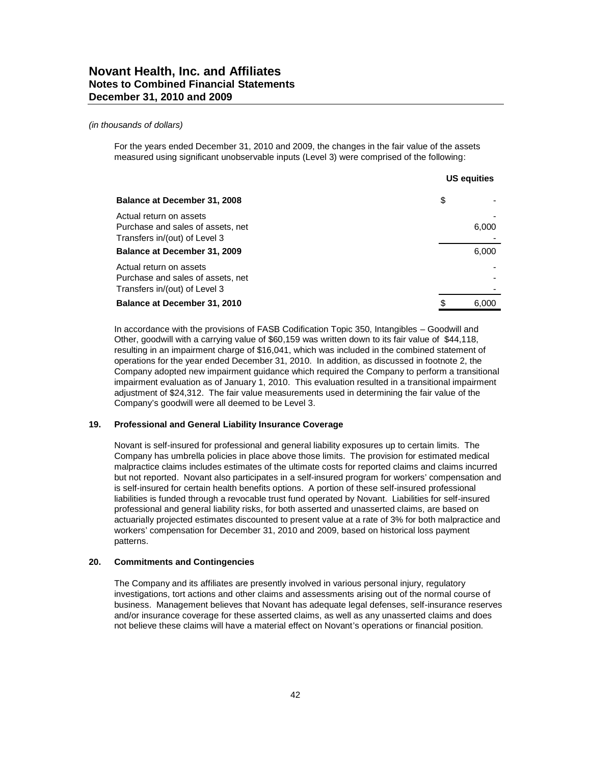*(in thousands of dollars)*

For the years ended December 31, 2010 and 2009, the changes in the fair value of the assets measured using significant unobservable inputs (Level 3) were comprised of the following:

| | US equities |
|---|---|
| **Balance at December 31, 2008** | $ - |
| Actual return on assets | - |
| Purchase and sales of assets, net | 6,000 |
| Transfers in/(out) of Level 3 | - |
| **Balance at December 31, 2009** | 6,000 |
| Actual return on assets | - |
| Purchase and sales of assets, net | - |
| Transfers in/(out) of Level 3 | - |
| **Balance at December 31, 2010** | $ 6,000 |

In accordance with the provisions of FASB Codification Topic 350, Intangibles – Goodwill and Other, goodwill with a carrying value of $60,159 was written down to its fair value of $44,118, resulting in an impairment charge of $16,041, which was included in the combined statement of operations for the year ended December 31, 2010. In addition, as discussed in footnote 2, the Company adopted new impairment guidance which required the Company to perform a transitional impairment evaluation as of January 1, 2010. This evaluation resulted in a transitional impairment adjustment of $24,312. The fair value measurements used in determining the fair value of the Company's goodwill were all deemed to be Level 3.

## 19. Professional and General Liability Insurance Coverage

Novant is self-insured for professional and general liability exposures up to certain limits. The Company has umbrella policies in place above those limits. The provision for estimated medical malpractice claims includes estimates of the ultimate costs for reported claims and claims incurred but not reported. Novant also participates in a self-insured program for workers' compensation and is self-insured for certain health benefits options. A portion of these self-insured professional liabilities is funded through a revocable trust fund operated by Novant. Liabilities for self-insured professional and general liability risks, for both asserted and unasserted claims, are based on actuarially projected estimates discounted to present value at a rate of 3% for both malpractice and workers' compensation for December 31, 2010 and 2009, based on historical loss payment patterns.

## 20. Commitments and Contingencies

The Company and its affiliates are presently involved in various personal injury, regulatory investigations, tort actions and other claims and assessments arising out of the normal course of business. Management believes that Novant has adequate legal defenses, self-insurance reserves and/or insurance coverage for these asserted claims, as well as any unasserted claims and does not believe these claims will have a material effect on Novant's operations or financial position.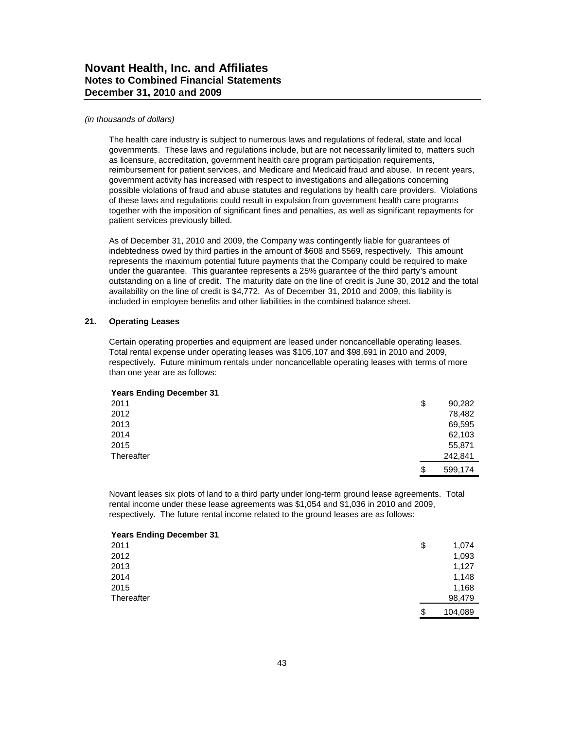*(in thousands of dollars)*

The health care industry is subject to numerous laws and regulations of federal, state and local governments. These laws and regulations include, but are not necessarily limited to, matters such as licensure, accreditation, government health care program participation requirements, reimbursement for patient services, and Medicare and Medicaid fraud and abuse. In recent years, government activity has increased with respect to investigations and allegations concerning possible violations of fraud and abuse statutes and regulations by health care providers. Violations of these laws and regulations could result in expulsion from government health care programs together with the imposition of significant fines and penalties, as well as significant repayments for patient services previously billed.

As of December 31, 2010 and 2009, the Company was contingently liable for guarantees of indebtedness owed by third parties in the amount of $608 and $569, respectively. This amount represents the maximum potential future payments that the Company could be required to make under the guarantee. This guarantee represents a 25% guarantee of the third party's amount outstanding on a line of credit. The maturity date on the line of credit is June 30, 2012 and the total availability on the line of credit is $4,772. As of December 31, 2010 and 2009, this liability is included in employee benefits and other liabilities in the combined balance sheet.

## 21. Operating Leases

Certain operating properties and equipment are leased under noncancellable operating leases. Total rental expense under operating leases was $105,107 and $98,691 in 2010 and 2009, respectively. Future minimum rentals under noncancellable operating leases with terms of more than one year are as follows:

| Years Ending December 31 | |
|---|---|
| 2011 | $ 90,282 |
| 2012 | 78,482 |
| 2013 | 69,595 |
| 2014 | 62,103 |
| 2015 | 55,871 |
| Thereafter | 242,841 |
| | $ 599,174 |

Novant leases six plots of land to a third party under long-term ground lease agreements. Total rental income under these lease agreements was $1,054 and $1,036 in 2010 and 2009, respectively. The future rental income related to the ground leases are as follows:

| Years Ending December 31 | |
|---|---|
| 2011 | $ 1,074 |
| 2012 | 1,093 |
| 2013 | 1,127 |
| 2014 | 1,148 |
| 2015 | 1,168 |
| Thereafter | 98,479 |
| | $ 104,089 |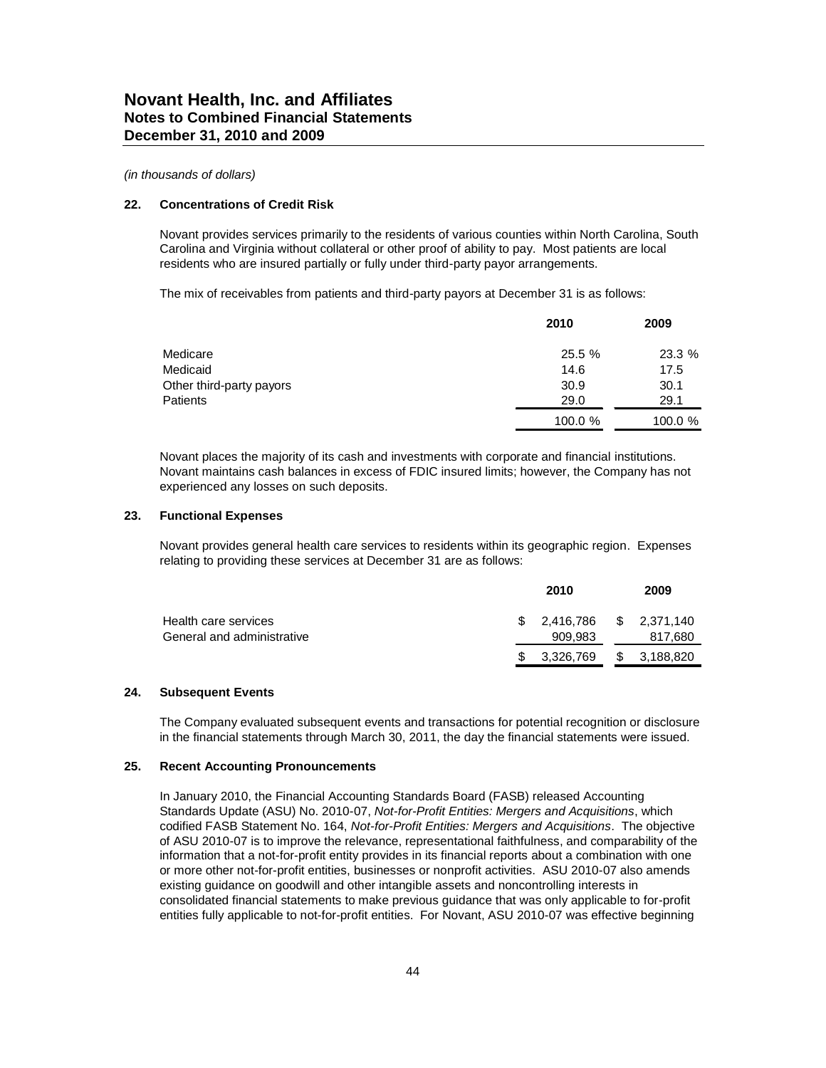# Novant Health, Inc. and Affiliates
## Notes to Combined Financial Statements
## December 31, 2010 and 2009

*(in thousands of dollars)*

### 22. Concentrations of Credit Risk

Novant provides services primarily to the residents of various counties within North Carolina, South Carolina and Virginia without collateral or other proof of ability to pay. Most patients are local residents who are insured partially or fully under third-party payor arrangements.

The mix of receivables from patients and third-party payors at December 31 is as follows:

| | 2010 | 2009 |
|---|---|---|
| Medicare | 25.5 % | 23.3 % |
| Medicaid | 14.6 | 17.5 |
| Other third-party payors | 30.9 | 30.1 |
| Patients | 29.0 | 29.1 |
| | 100.0 % | 100.0 % |

Novant places the majority of its cash and investments with corporate and financial institutions. Novant maintains cash balances in excess of FDIC insured limits; however, the Company has not experienced any losses on such deposits.

### 23. Functional Expenses

Novant provides general health care services to residents within its geographic region. Expenses relating to providing these services at December 31 are as follows:

| | 2010 | 2009 |
|---|---|---|
| Health care services | $ 2,416,786 | $ 2,371,140 |
| General and administrative | 909,983 | 817,680 |
| | $ 3,326,769 | $ 3,188,820 |

### 24. Subsequent Events

The Company evaluated subsequent events and transactions for potential recognition or disclosure in the financial statements through March 30, 2011, the day the financial statements were issued.

### 25. Recent Accounting Pronouncements

In January 2010, the Financial Accounting Standards Board (FASB) released Accounting Standards Update (ASU) No. 2010-07, *Not-for-Profit Entities: Mergers and Acquisitions*, which codified FASB Statement No. 164, *Not-for-Profit Entities: Mergers and Acquisitions*. The objective of ASU 2010-07 is to improve the relevance, representational faithfulness, and comparability of the information that a not-for-profit entity provides in its financial reports about a combination with one or more other not-for-profit entities, businesses or nonprofit activities. ASU 2010-07 also amends existing guidance on goodwill and other intangible assets and noncontrolling interests in consolidated financial statements to make previous guidance that was only applicable to for-profit entities fully applicable to not-for-profit entities. For Novant, ASU 2010-07 was effective beginning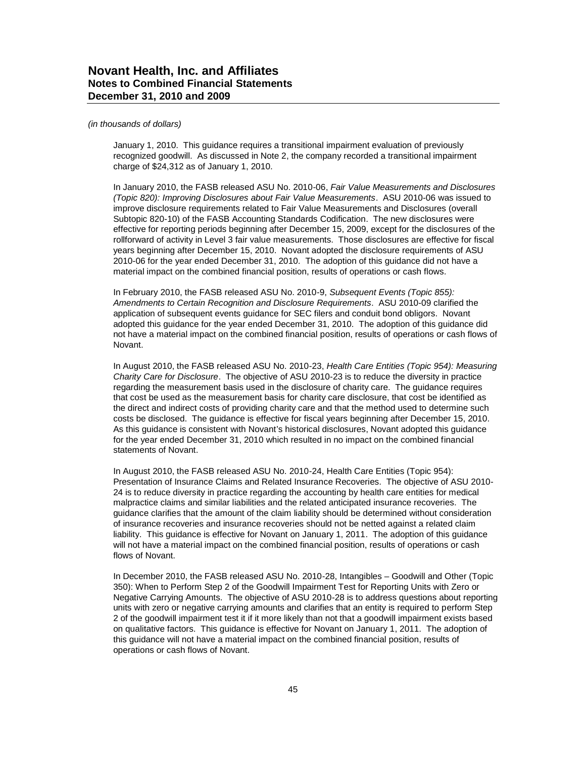*(in thousands of dollars)*

January 1, 2010. This guidance requires a transitional impairment evaluation of previously recognized goodwill. As discussed in Note 2, the company recorded a transitional impairment charge of $24,312 as of January 1, 2010.

In January 2010, the FASB released ASU No. 2010-06, *Fair Value Measurements and Disclosures (Topic 820): Improving Disclosures about Fair Value Measurements*. ASU 2010-06 was issued to improve disclosure requirements related to Fair Value Measurements and Disclosures (overall Subtopic 820-10) of the FASB Accounting Standards Codification. The new disclosures were effective for reporting periods beginning after December 15, 2009, except for the disclosures of the rollforward of activity in Level 3 fair value measurements. Those disclosures are effective for fiscal years beginning after December 15, 2010. Novant adopted the disclosure requirements of ASU 2010-06 for the year ended December 31, 2010. The adoption of this guidance did not have a material impact on the combined financial position, results of operations or cash flows.

In February 2010, the FASB released ASU No. 2010-9, *Subsequent Events (Topic 855): Amendments to Certain Recognition and Disclosure Requirements*. ASU 2010-09 clarified the application of subsequent events guidance for SEC filers and conduit bond obligors. Novant adopted this guidance for the year ended December 31, 2010. The adoption of this guidance did not have a material impact on the combined financial position, results of operations or cash flows of Novant.

In August 2010, the FASB released ASU No. 2010-23, *Health Care Entities (Topic 954): Measuring Charity Care for Disclosure*. The objective of ASU 2010-23 is to reduce the diversity in practice regarding the measurement basis used in the disclosure of charity care. The guidance requires that cost be used as the measurement basis for charity care disclosure, that cost be identified as the direct and indirect costs of providing charity care and that the method used to determine such costs be disclosed. The guidance is effective for fiscal years beginning after December 15, 2010. As this guidance is consistent with Novant's historical disclosures, Novant adopted this guidance for the year ended December 31, 2010 which resulted in no impact on the combined financial statements of Novant.

In August 2010, the FASB released ASU No. 2010-24, Health Care Entities (Topic 954): Presentation of Insurance Claims and Related Insurance Recoveries. The objective of ASU 2010-24 is to reduce diversity in practice regarding the accounting by health care entities for medical malpractice claims and similar liabilities and the related anticipated insurance recoveries. The guidance clarifies that the amount of the claim liability should be determined without consideration of insurance recoveries and insurance recoveries should not be netted against a related claim liability. This guidance is effective for Novant on January 1, 2011. The adoption of this guidance will not have a material impact on the combined financial position, results of operations or cash flows of Novant.

In December 2010, the FASB released ASU No. 2010-28, Intangibles – Goodwill and Other (Topic 350): When to Perform Step 2 of the Goodwill Impairment Test for Reporting Units with Zero or Negative Carrying Amounts. The objective of ASU 2010-28 is to address questions about reporting units with zero or negative carrying amounts and clarifies that an entity is required to perform Step 2 of the goodwill impairment test it if it more likely than not that a goodwill impairment exists based on qualitative factors. This guidance is effective for Novant on January 1, 2011. The adoption of this guidance will not have a material impact on the combined financial position, results of operations or cash flows of Novant.